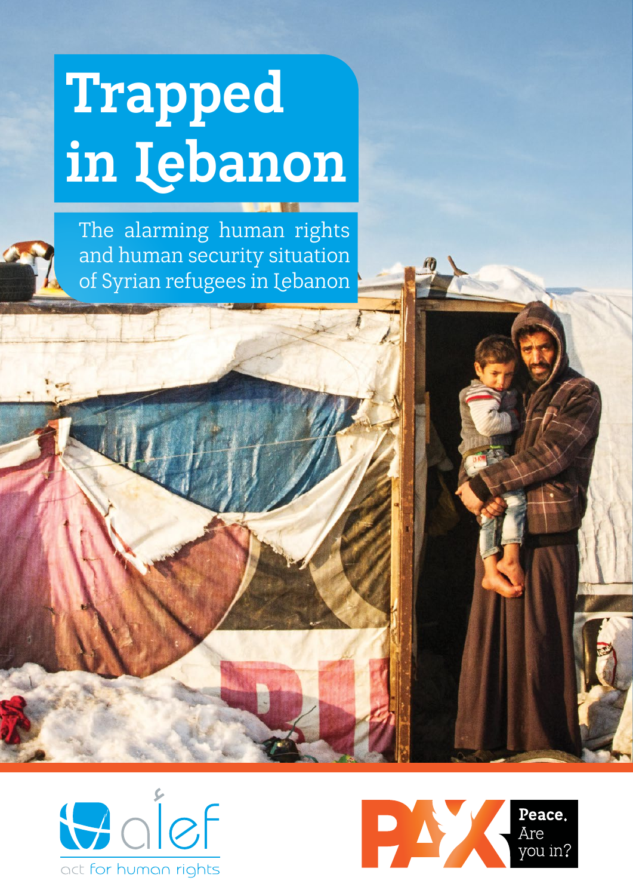# Trapped in Lebanon

The alarming human rights and human security situation of Syrian refugees in Lebanon

alef
act for human rights

PAX
Peace. Are you in?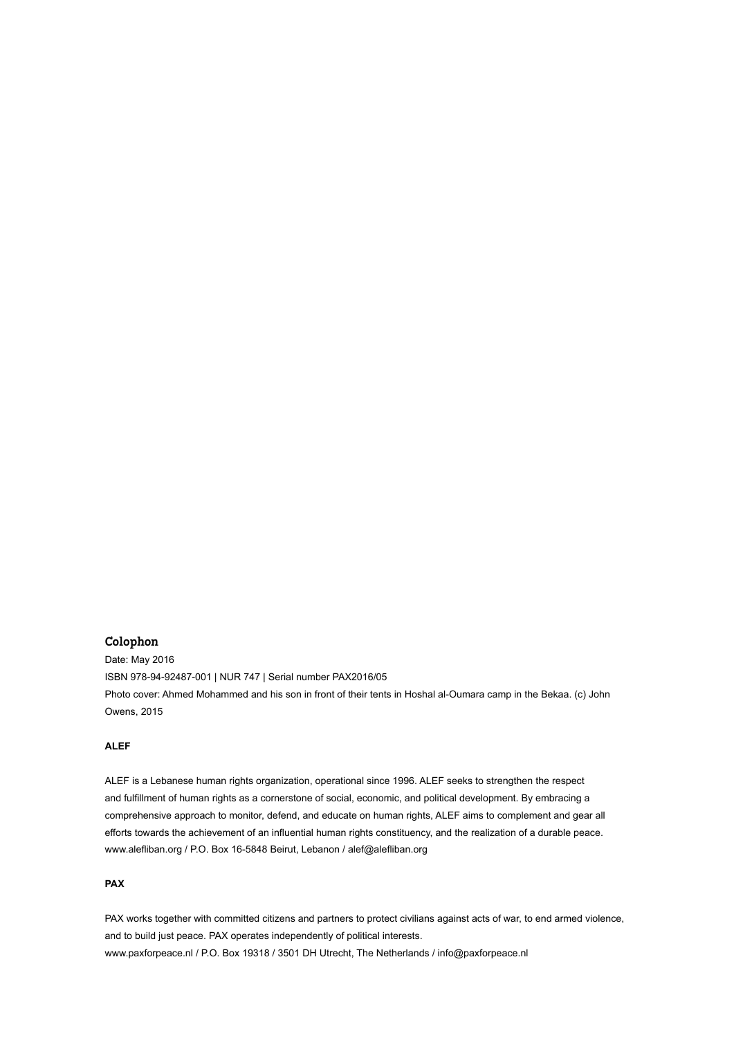## Colophon

Date: May 2016

ISBN 978-94-92487-001 | NUR 747 | Serial number PAX2016/05

Photo cover: Ahmed Mohammed and his son in front of their tents in Hoshal al-Oumara camp in the Bekaa. (c) John Owens, 2015

**ALEF**

ALEF is a Lebanese human rights organization, operational since 1996. ALEF seeks to strengthen the respect and fulfillment of human rights as a cornerstone of social, economic, and political development. By embracing a comprehensive approach to monitor, defend, and educate on human rights, ALEF aims to complement and gear all efforts towards the achievement of an influential human rights constituency, and the realization of a durable peace.
www.alefliban.org / P.O. Box 16-5848 Beirut, Lebanon / alef@alefliban.org

**PAX**

PAX works together with committed citizens and partners to protect civilians against acts of war, to end armed violence, and to build just peace. PAX operates independently of political interests.
www.paxforpeace.nl / P.O. Box 19318 / 3501 DH Utrecht, The Netherlands / info@paxforpeace.nl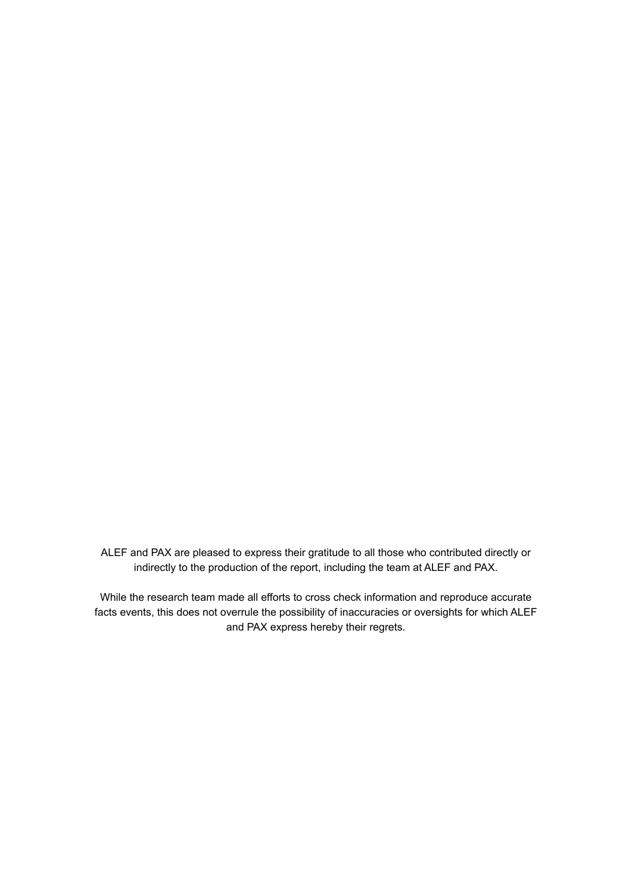ALEF and PAX are pleased to express their gratitude to all those who contributed directly or indirectly to the production of the report, including the team at ALEF and PAX.

While the research team made all efforts to cross check information and reproduce accurate facts events, this does not overrule the possibility of inaccuracies or oversights for which ALEF and PAX express hereby their regrets.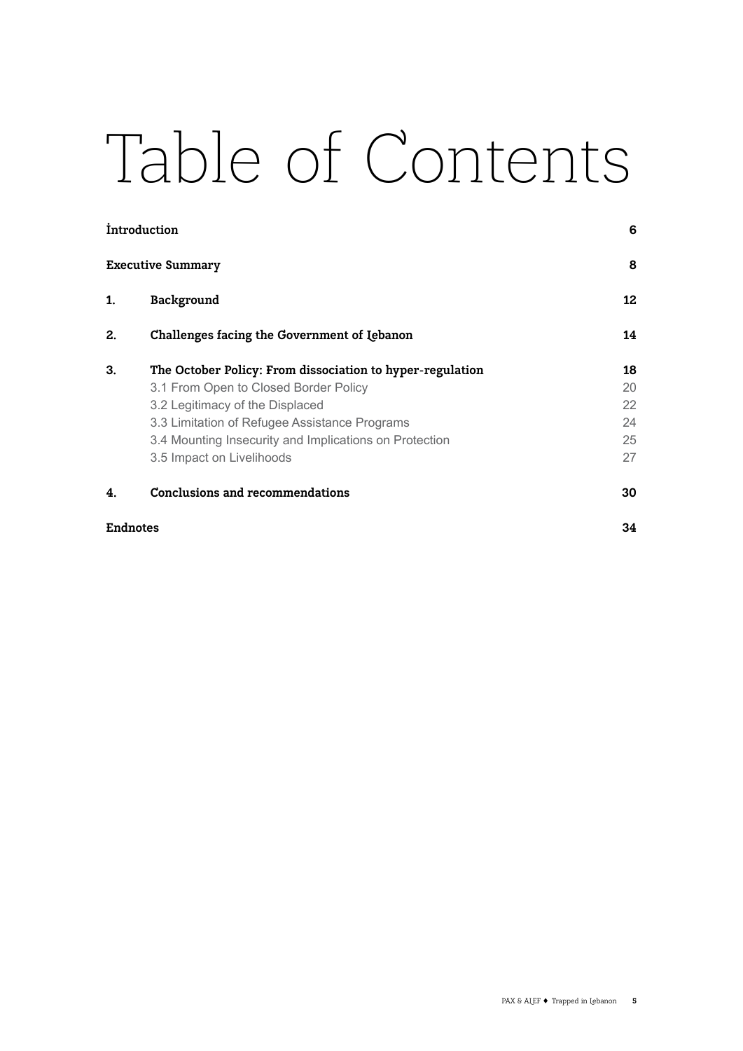# Table of Contents

| | | |
|---|---|---|
| **Introduction** | | **6** |
| **Executive Summary** | | **8** |
| **1.** | **Background** | **12** |
| **2.** | **Challenges facing the Government of Lebanon** | **14** |
| **3.** | **The October Policy: From dissociation to hyper-regulation** | **18** |
| | 3.1 From Open to Closed Border Policy | 20 |
| | 3.2 Legitimacy of the Displaced | 22 |
| | 3.3 Limitation of Refugee Assistance Programs | 24 |
| | 3.4 Mounting Insecurity and Implications on Protection | 25 |
| | 3.5 Impact on Livelihoods | 27 |
| **4.** | **Conclusions and recommendations** | **30** |
| **Endnotes** | | **34** |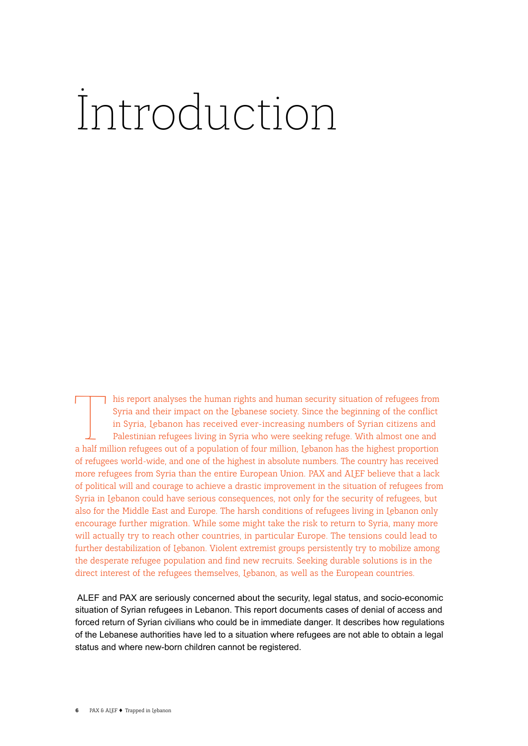# Introduction

This report analyses the human rights and human security situation of refugees from Syria and their impact on the Lebanese society. Since the beginning of the conflict in Syria, Lebanon has received ever-increasing numbers of Syrian citizens and Palestinian refugees living in Syria who were seeking refuge. With almost one and a half million refugees out of a population of four million, Lebanon has the highest proportion of refugees world-wide, and one of the highest in absolute numbers. The country has received more refugees from Syria than the entire European Union. PAX and ALEF believe that a lack of political will and courage to achieve a drastic improvement in the situation of refugees from Syria in Lebanon could have serious consequences, not only for the security of refugees, but also for the Middle East and Europe. The harsh conditions of refugees living in Lebanon only encourage further migration. While some might take the risk to return to Syria, many more will actually try to reach other countries, in particular Europe. The tensions could lead to further destabilization of Lebanon. Violent extremist groups persistently try to mobilize among the desperate refugee population and find new recruits. Seeking durable solutions is in the direct interest of the refugees themselves, Lebanon, as well as the European countries.

ALEF and PAX are seriously concerned about the security, legal status, and socio-economic situation of Syrian refugees in Lebanon. This report documents cases of denial of access and forced return of Syrian civilians who could be in immediate danger. It describes how regulations of the Lebanese authorities have led to a situation where refugees are not able to obtain a legal status and where new-born children cannot be registered.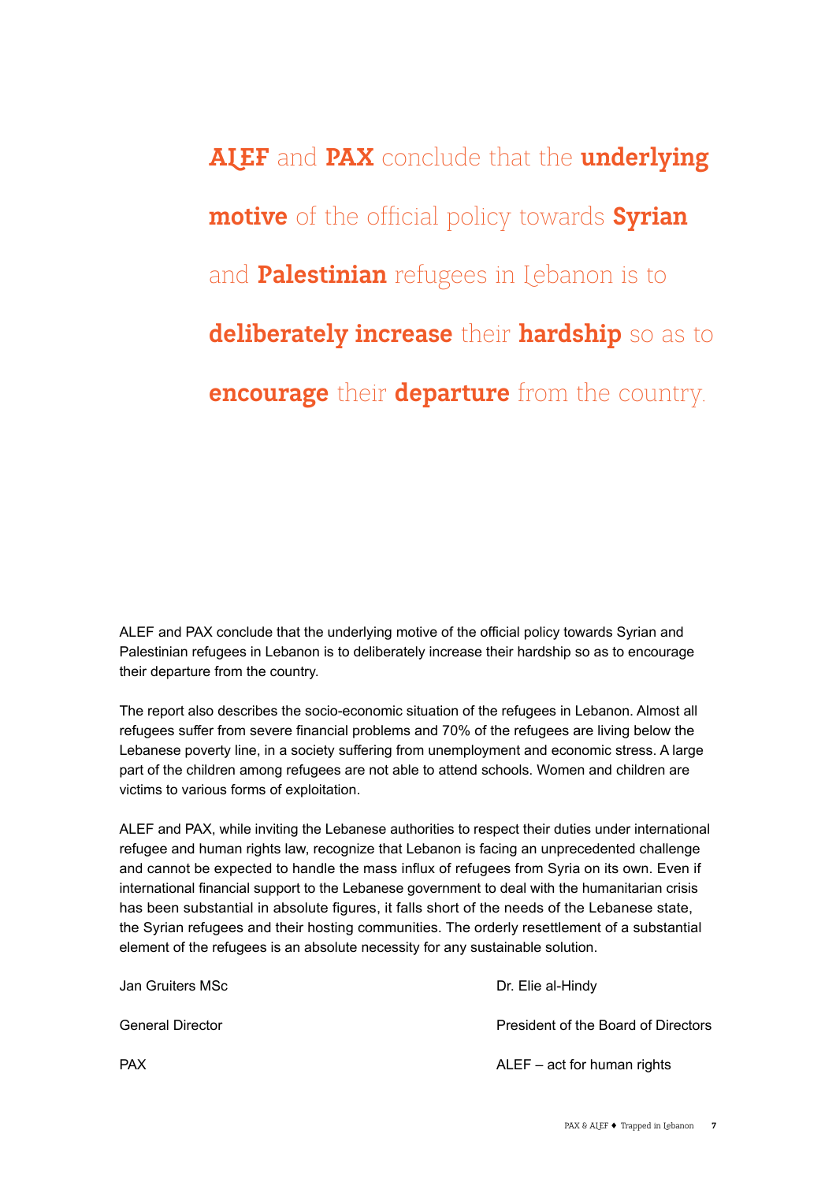> **ALEF** and **PAX** conclude that the **underlying motive** of the official policy towards **Syrian** and **Palestinian** refugees in Lebanon is to **deliberately increase** their **hardship** so as to **encourage** their **departure** from the country.

ALEF and PAX conclude that the underlying motive of the official policy towards Syrian and Palestinian refugees in Lebanon is to deliberately increase their hardship so as to encourage their departure from the country.

The report also describes the socio-economic situation of the refugees in Lebanon. Almost all refugees suffer from severe financial problems and 70% of the refugees are living below the Lebanese poverty line, in a society suffering from unemployment and economic stress. A large part of the children among refugees are not able to attend schools. Women and children are victims to various forms of exploitation.

ALEF and PAX, while inviting the Lebanese authorities to respect their duties under international refugee and human rights law, recognize that Lebanon is facing an unprecedented challenge and cannot be expected to handle the mass influx of refugees from Syria on its own. Even if international financial support to the Lebanese government to deal with the humanitarian crisis has been substantial in absolute figures, it falls short of the needs of the Lebanese state, the Syrian refugees and their hosting communities. The orderly resettlement of a substantial element of the refugees is an absolute necessity for any sustainable solution.

Jan Gruiters MSc

General Director

PAX

Dr. Elie al-Hindy

President of the Board of Directors

ALEF – act for human rights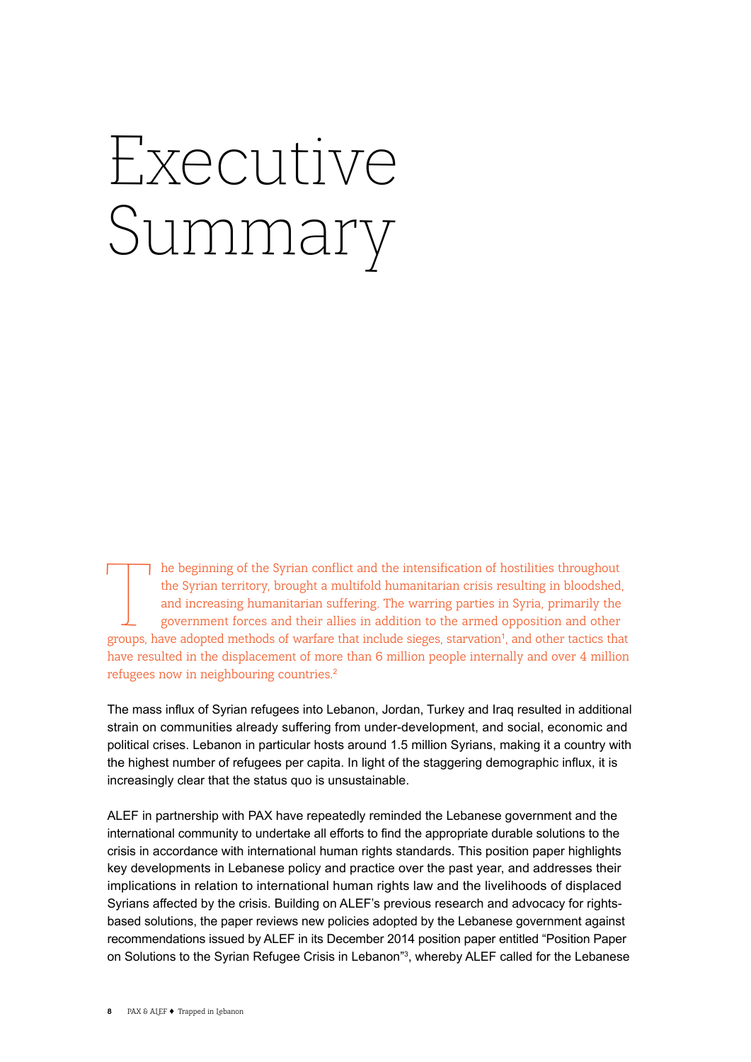# Executive Summary

The beginning of the Syrian conflict and the intensification of hostilities throughout the Syrian territory, brought a multifold humanitarian crisis resulting in bloodshed, and increasing humanitarian suffering. The warring parties in Syria, primarily the government forces and their allies in addition to the armed opposition and other groups, have adopted methods of warfare that include sieges, starvation[1], and other tactics that have resulted in the displacement of more than 6 million people internally and over 4 million refugees now in neighbouring countries.[2]

The mass influx of Syrian refugees into Lebanon, Jordan, Turkey and Iraq resulted in additional strain on communities already suffering from under-development, and social, economic and political crises. Lebanon in particular hosts around 1.5 million Syrians, making it a country with the highest number of refugees per capita. In light of the staggering demographic influx, it is increasingly clear that the status quo is unsustainable.

ALEF in partnership with PAX have repeatedly reminded the Lebanese government and the international community to undertake all efforts to find the appropriate durable solutions to the crisis in accordance with international human rights standards. This position paper highlights key developments in Lebanese policy and practice over the past year, and addresses their implications in relation to international human rights law and the livelihoods of displaced Syrians affected by the crisis. Building on ALEF's previous research and advocacy for rights-based solutions, the paper reviews new policies adopted by the Lebanese government against recommendations issued by ALEF in its December 2014 position paper entitled "Position Paper on Solutions to the Syrian Refugee Crisis in Lebanon"[3], whereby ALEF called for the Lebanese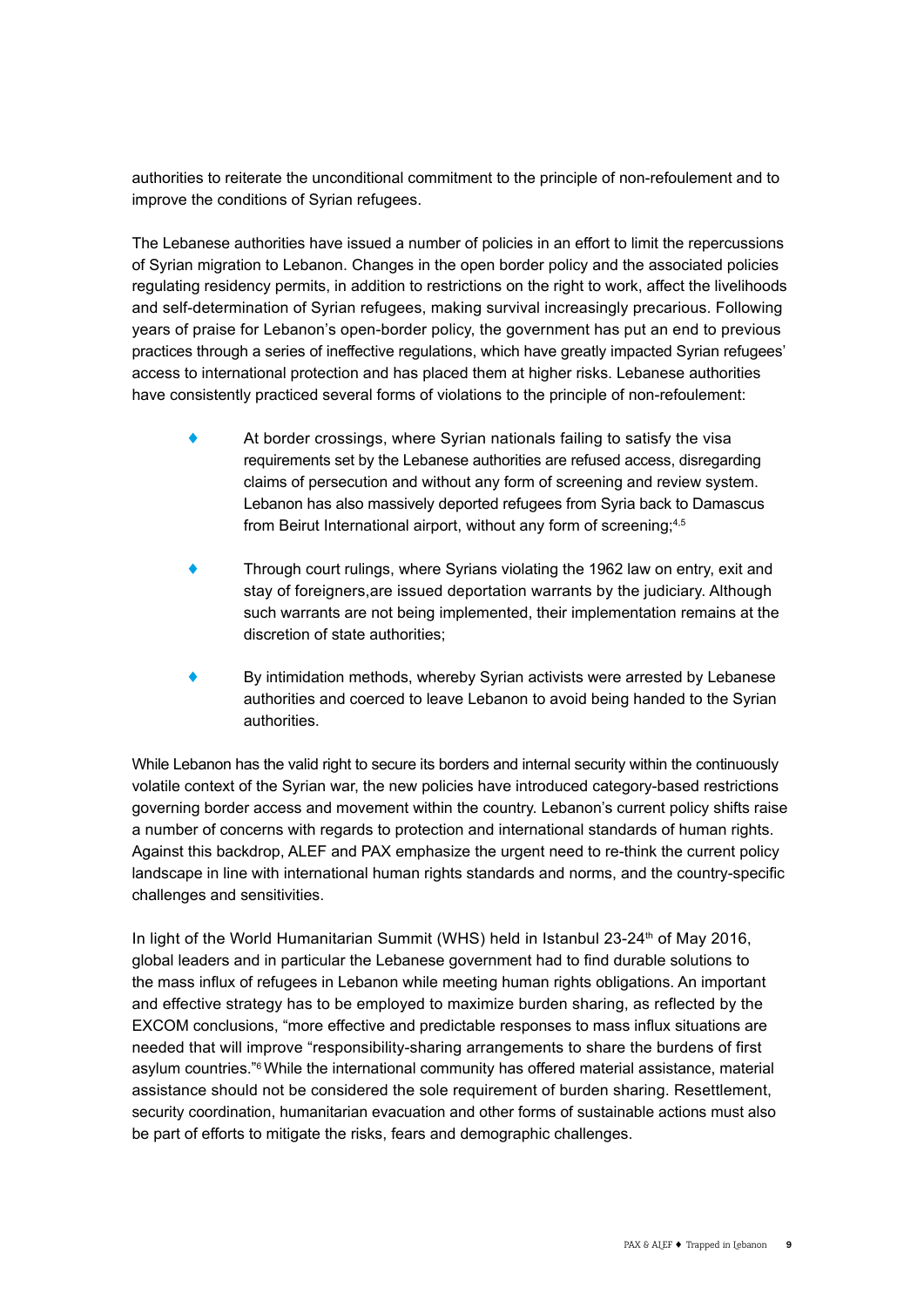authorities to reiterate the unconditional commitment to the principle of non-refoulement and to improve the conditions of Syrian refugees.

The Lebanese authorities have issued a number of policies in an effort to limit the repercussions of Syrian migration to Lebanon. Changes in the open border policy and the associated policies regulating residency permits, in addition to restrictions on the right to work, affect the livelihoods and self-determination of Syrian refugees, making survival increasingly precarious. Following years of praise for Lebanon's open-border policy, the government has put an end to previous practices through a series of ineffective regulations, which have greatly impacted Syrian refugees' access to international protection and has placed them at higher risks. Lebanese authorities have consistently practiced several forms of violations to the principle of non-refoulement:

- At border crossings, where Syrian nationals failing to satisfy the visa requirements set by the Lebanese authorities are refused access, disregarding claims of persecution and without any form of screening and review system. Lebanon has also massively deported refugees from Syria back to Damascus from Beirut International airport, without any form of screening;[4,5]
- Through court rulings, where Syrians violating the 1962 law on entry, exit and stay of foreigners,are issued deportation warrants by the judiciary. Although such warrants are not being implemented, their implementation remains at the discretion of state authorities;
- By intimidation methods, whereby Syrian activists were arrested by Lebanese authorities and coerced to leave Lebanon to avoid being handed to the Syrian authorities.

While Lebanon has the valid right to secure its borders and internal security within the continuously volatile context of the Syrian war, the new policies have introduced category-based restrictions governing border access and movement within the country. Lebanon's current policy shifts raise a number of concerns with regards to protection and international standards of human rights. Against this backdrop, ALEF and PAX emphasize the urgent need to re-think the current policy landscape in line with international human rights standards and norms, and the country-specific challenges and sensitivities.

In light of the World Humanitarian Summit (WHS) held in Istanbul 23-24th of May 2016, global leaders and in particular the Lebanese government had to find durable solutions to the mass influx of refugees in Lebanon while meeting human rights obligations. An important and effective strategy has to be employed to maximize burden sharing, as reflected by the EXCOM conclusions, "more effective and predictable responses to mass influx situations are needed that will improve "responsibility-sharing arrangements to share the burdens of first asylum countries."[6] While the international community has offered material assistance, material assistance should not be considered the sole requirement of burden sharing. Resettlement, security coordination, humanitarian evacuation and other forms of sustainable actions must also be part of efforts to mitigate the risks, fears and demographic challenges.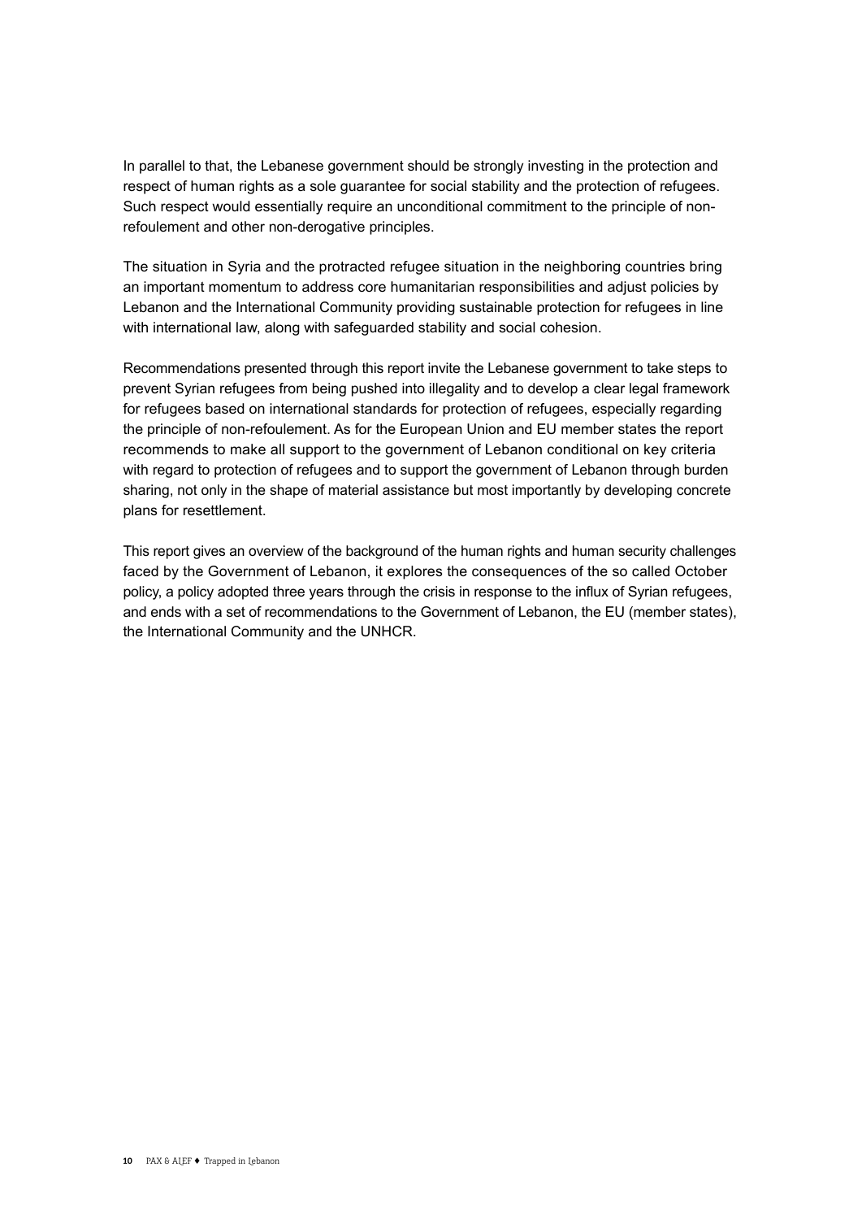In parallel to that, the Lebanese government should be strongly investing in the protection and respect of human rights as a sole guarantee for social stability and the protection of refugees. Such respect would essentially require an unconditional commitment to the principle of non-refoulement and other non-derogative principles.

The situation in Syria and the protracted refugee situation in the neighboring countries bring an important momentum to address core humanitarian responsibilities and adjust policies by Lebanon and the International Community providing sustainable protection for refugees in line with international law, along with safeguarded stability and social cohesion.

Recommendations presented through this report invite the Lebanese government to take steps to prevent Syrian refugees from being pushed into illegality and to develop a clear legal framework for refugees based on international standards for protection of refugees, especially regarding the principle of non-refoulement. As for the European Union and EU member states the report recommends to make all support to the government of Lebanon conditional on key criteria with regard to protection of refugees and to support the government of Lebanon through burden sharing, not only in the shape of material assistance but most importantly by developing concrete plans for resettlement.

This report gives an overview of the background of the human rights and human security challenges faced by the Government of Lebanon, it explores the consequences of the so called October policy, a policy adopted three years through the crisis in response to the influx of Syrian refugees, and ends with a set of recommendations to the Government of Lebanon, the EU (member states), the International Community and the UNHCR.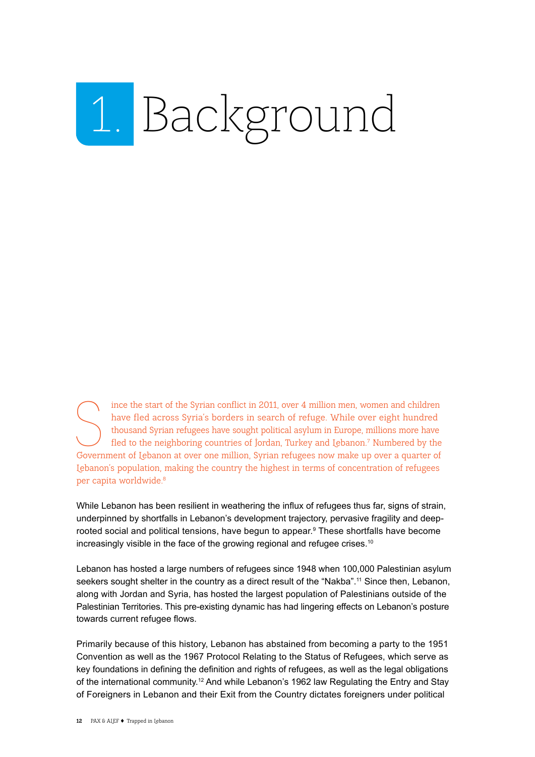# 1. Background

Since the start of the Syrian conflict in 2011, over 4 million men, women and children have fled across Syria's borders in search of refuge. While over eight hundred thousand Syrian refugees have sought political asylum in Europe, millions more have fled to the neighboring countries of Jordan, Turkey and Lebanon.[7] Numbered by the Government of Lebanon at over one million, Syrian refugees now make up over a quarter of Lebanon's population, making the country the highest in terms of concentration of refugees per capita worldwide.[8]

While Lebanon has been resilient in weathering the influx of refugees thus far, signs of strain, underpinned by shortfalls in Lebanon's development trajectory, pervasive fragility and deep-rooted social and political tensions, have begun to appear.[9] These shortfalls have become increasingly visible in the face of the growing regional and refugee crises.[10]

Lebanon has hosted a large numbers of refugees since 1948 when 100,000 Palestinian asylum seekers sought shelter in the country as a direct result of the "Nakba".[11] Since then, Lebanon, along with Jordan and Syria, has hosted the largest population of Palestinians outside of the Palestinian Territories. This pre-existing dynamic has had lingering effects on Lebanon's posture towards current refugee flows.

Primarily because of this history, Lebanon has abstained from becoming a party to the 1951 Convention as well as the 1967 Protocol Relating to the Status of Refugees, which serve as key foundations in defining the definition and rights of refugees, as well as the legal obligations of the international community.[12] And while Lebanon's 1962 law Regulating the Entry and Stay of Foreigners in Lebanon and their Exit from the Country dictates foreigners under political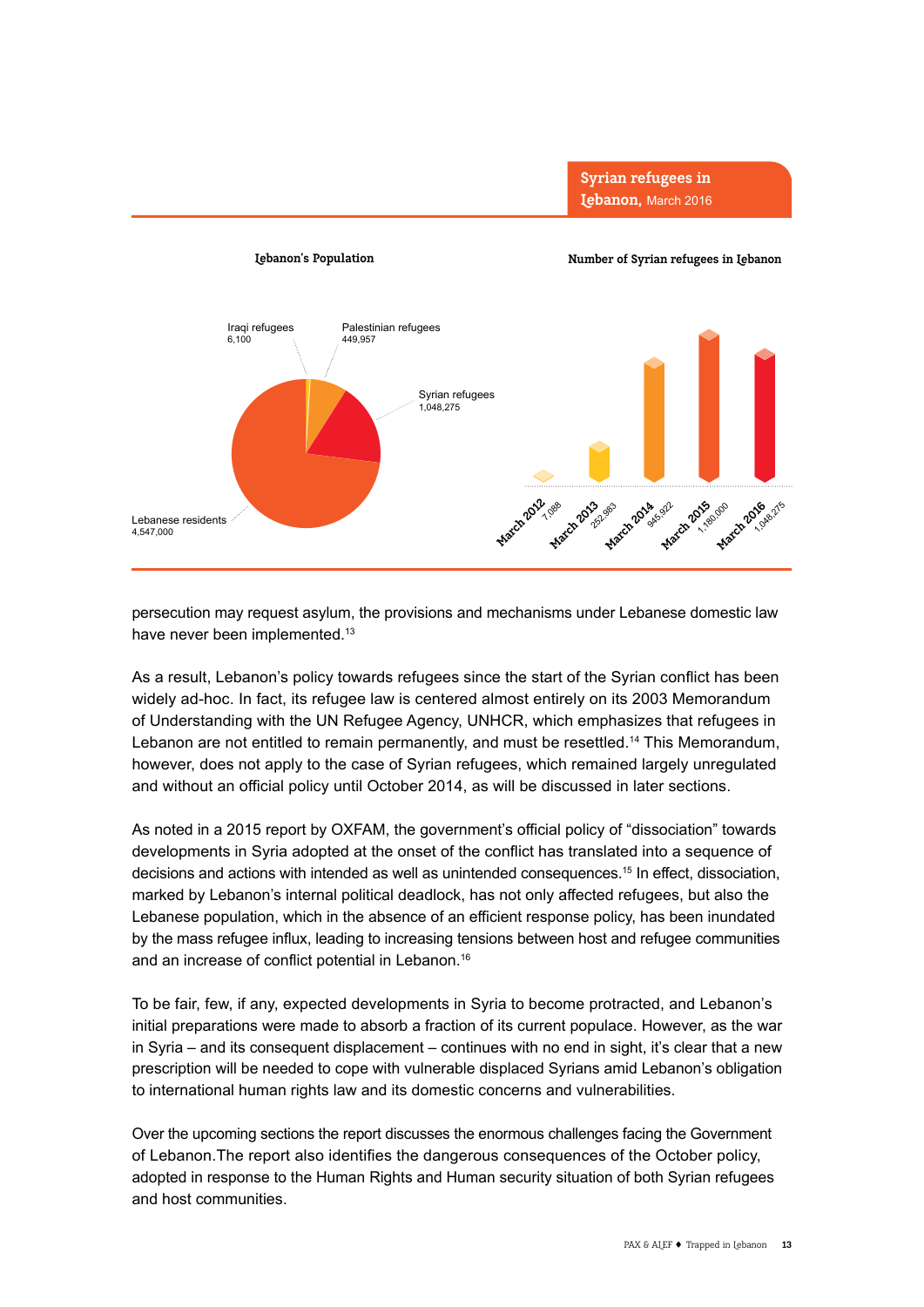## Syrian refugees in Lebanon, March 2016

**Lebanon's Population**

| Group | Number |
| --- | --- |
| Iraqi refugees | 6,100 |
| Palestinian refugees | 449,957 |
| Syrian refugees | 1,048,275 |
| Lebanese residents | 4,547,000 |

**Number of Syrian refugees in Lebanon**

| Date | Number |
| --- | --- |
| March 2012 | 7,088 |
| March 2013 | 252,983 |
| March 2014 | 945,922 |
| March 2015 | 1,180,000 |
| March 2016 | 1,048,275 |

persecution may request asylum, the provisions and mechanisms under Lebanese domestic law have never been implemented.[13]

As a result, Lebanon's policy towards refugees since the start of the Syrian conflict has been widely ad-hoc. In fact, its refugee law is centered almost entirely on its 2003 Memorandum of Understanding with the UN Refugee Agency, UNHCR, which emphasizes that refugees in Lebanon are not entitled to remain permanently, and must be resettled.[14] This Memorandum, however, does not apply to the case of Syrian refugees, which remained largely unregulated and without an official policy until October 2014, as will be discussed in later sections.

As noted in a 2015 report by OXFAM, the government's official policy of "dissociation" towards developments in Syria adopted at the onset of the conflict has translated into a sequence of decisions and actions with intended as well as unintended consequences.[15] In effect, dissociation, marked by Lebanon's internal political deadlock, has not only affected refugees, but also the Lebanese population, which in the absence of an efficient response policy, has been inundated by the mass refugee influx, leading to increasing tensions between host and refugee communities and an increase of conflict potential in Lebanon.[16]

To be fair, few, if any, expected developments in Syria to become protracted, and Lebanon's initial preparations were made to absorb a fraction of its current populace. However, as the war in Syria – and its consequent displacement – continues with no end in sight, it's clear that a new prescription will be needed to cope with vulnerable displaced Syrians amid Lebanon's obligation to international human rights law and its domestic concerns and vulnerabilities.

Over the upcoming sections the report discusses the enormous challenges facing the Government of Lebanon.The report also identifies the dangerous consequences of the October policy, adopted in response to the Human Rights and Human security situation of both Syrian refugees and host communities.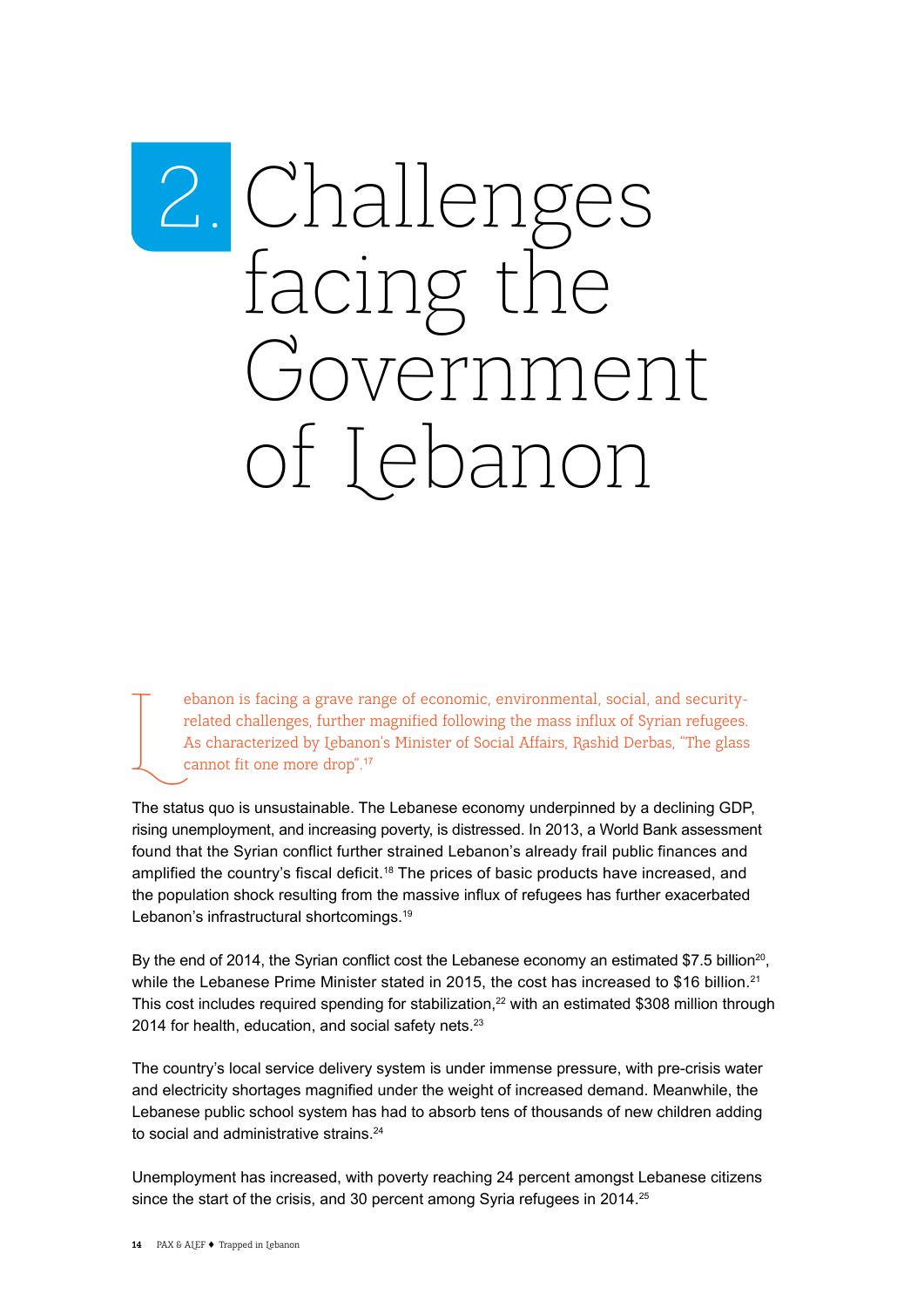# 2. Challenges facing the Government of Lebanon

Lebanon is facing a grave range of economic, environmental, social, and security-related challenges, further magnified following the mass influx of Syrian refugees. As characterized by Lebanon's Minister of Social Affairs, Rashid Derbas, "The glass cannot fit one more drop".[17]

The status quo is unsustainable. The Lebanese economy underpinned by a declining GDP, rising unemployment, and increasing poverty, is distressed. In 2013, a World Bank assessment found that the Syrian conflict further strained Lebanon's already frail public finances and amplified the country's fiscal deficit.[18] The prices of basic products have increased, and the population shock resulting from the massive influx of refugees has further exacerbated Lebanon's infrastructural shortcomings.[19]

By the end of 2014, the Syrian conflict cost the Lebanese economy an estimated $7.5 billion[20], while the Lebanese Prime Minister stated in 2015, the cost has increased to $16 billion.[21] This cost includes required spending for stabilization,[22] with an estimated $308 million through 2014 for health, education, and social safety nets.[23]

The country's local service delivery system is under immense pressure, with pre-crisis water and electricity shortages magnified under the weight of increased demand. Meanwhile, the Lebanese public school system has had to absorb tens of thousands of new children adding to social and administrative strains.[24]

Unemployment has increased, with poverty reaching 24 percent amongst Lebanese citizens since the start of the crisis, and 30 percent among Syria refugees in 2014.[25]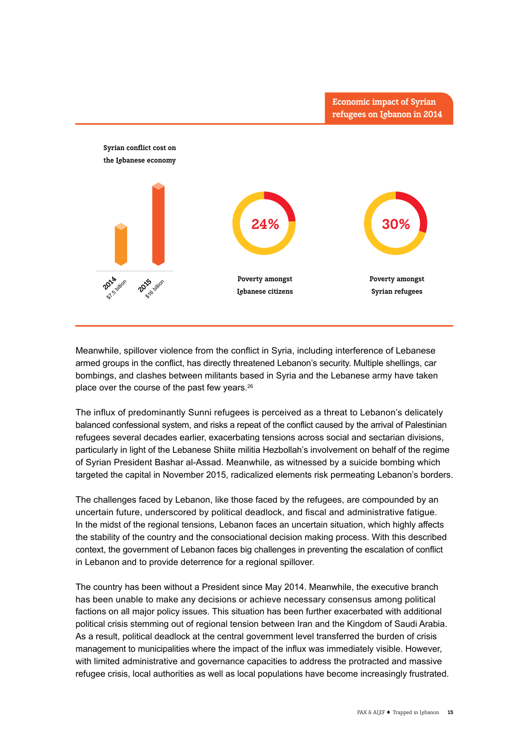## Economic impact of Syrian refugees on Lebanon in 2014

**Syrian conflict cost on the Lebanese economy**

2014 $7.5 billion

2015 $16 billion

**24%** Poverty amongst Lebanese citizens

**30%** Poverty amongst Syrian refugees

Meanwhile, spillover violence from the conflict in Syria, including interference of Lebanese armed groups in the conflict, has directly threatened Lebanon's security. Multiple shellings, car bombings, and clashes between militants based in Syria and the Lebanese army have taken place over the course of the past few years.[26]

The influx of predominantly Sunni refugees is perceived as a threat to Lebanon's delicately balanced confessional system, and risks a repeat of the conflict caused by the arrival of Palestinian refugees several decades earlier, exacerbating tensions across social and sectarian divisions, particularly in light of the Lebanese Shiite militia Hezbollah's involvement on behalf of the regime of Syrian President Bashar al-Assad. Meanwhile, as witnessed by a suicide bombing which targeted the capital in November 2015, radicalized elements risk permeating Lebanon's borders.

The challenges faced by Lebanon, like those faced by the refugees, are compounded by an uncertain future, underscored by political deadlock, and fiscal and administrative fatigue. In the midst of the regional tensions, Lebanon faces an uncertain situation, which highly affects the stability of the country and the consociational decision making process. With this described context, the government of Lebanon faces big challenges in preventing the escalation of conflict in Lebanon and to provide deterrence for a regional spillover.

The country has been without a President since May 2014. Meanwhile, the executive branch has been unable to make any decisions or achieve necessary consensus among political factions on all major policy issues. This situation has been further exacerbated with additional political crisis stemming out of regional tension between Iran and the Kingdom of Saudi Arabia. As a result, political deadlock at the central government level transferred the burden of crisis management to municipalities where the impact of the influx was immediately visible. However, with limited administrative and governance capacities to address the protracted and massive refugee crisis, local authorities as well as local populations have become increasingly frustrated.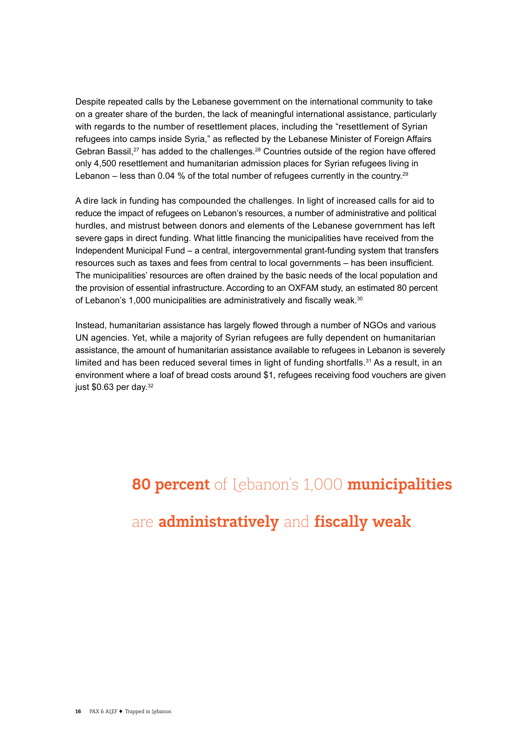Despite repeated calls by the Lebanese government on the international community to take on a greater share of the burden, the lack of meaningful international assistance, particularly with regards to the number of resettlement places, including the "resettlement of Syrian refugees into camps inside Syria," as reflected by the Lebanese Minister of Foreign Affairs Gebran Bassil,[27] has added to the challenges.[28] Countries outside of the region have offered only 4,500 resettlement and humanitarian admission places for Syrian refugees living in Lebanon – less than 0.04 % of the total number of refugees currently in the country.[29]

A dire lack in funding has compounded the challenges. In light of increased calls for aid to reduce the impact of refugees on Lebanon's resources, a number of administrative and political hurdles, and mistrust between donors and elements of the Lebanese government has left severe gaps in direct funding. What little financing the municipalities have received from the Independent Municipal Fund – a central, intergovernmental grant-funding system that transfers resources such as taxes and fees from central to local governments – has been insufficient. The municipalities' resources are often drained by the basic needs of the local population and the provision of essential infrastructure. According to an OXFAM study, an estimated 80 percent of Lebanon's 1,000 municipalities are administratively and fiscally weak.[30]

Instead, humanitarian assistance has largely flowed through a number of NGOs and various UN agencies. Yet, while a majority of Syrian refugees are fully dependent on humanitarian assistance, the amount of humanitarian assistance available to refugees in Lebanon is severely limited and has been reduced several times in light of funding shortfalls.[31] As a result, in an environment where a loaf of bread costs around $1, refugees receiving food vouchers are given just $0.63 per day.[32]

**80 percent** of Lebanon's 1,000 **municipalities** are **administratively** and **fiscally weak**.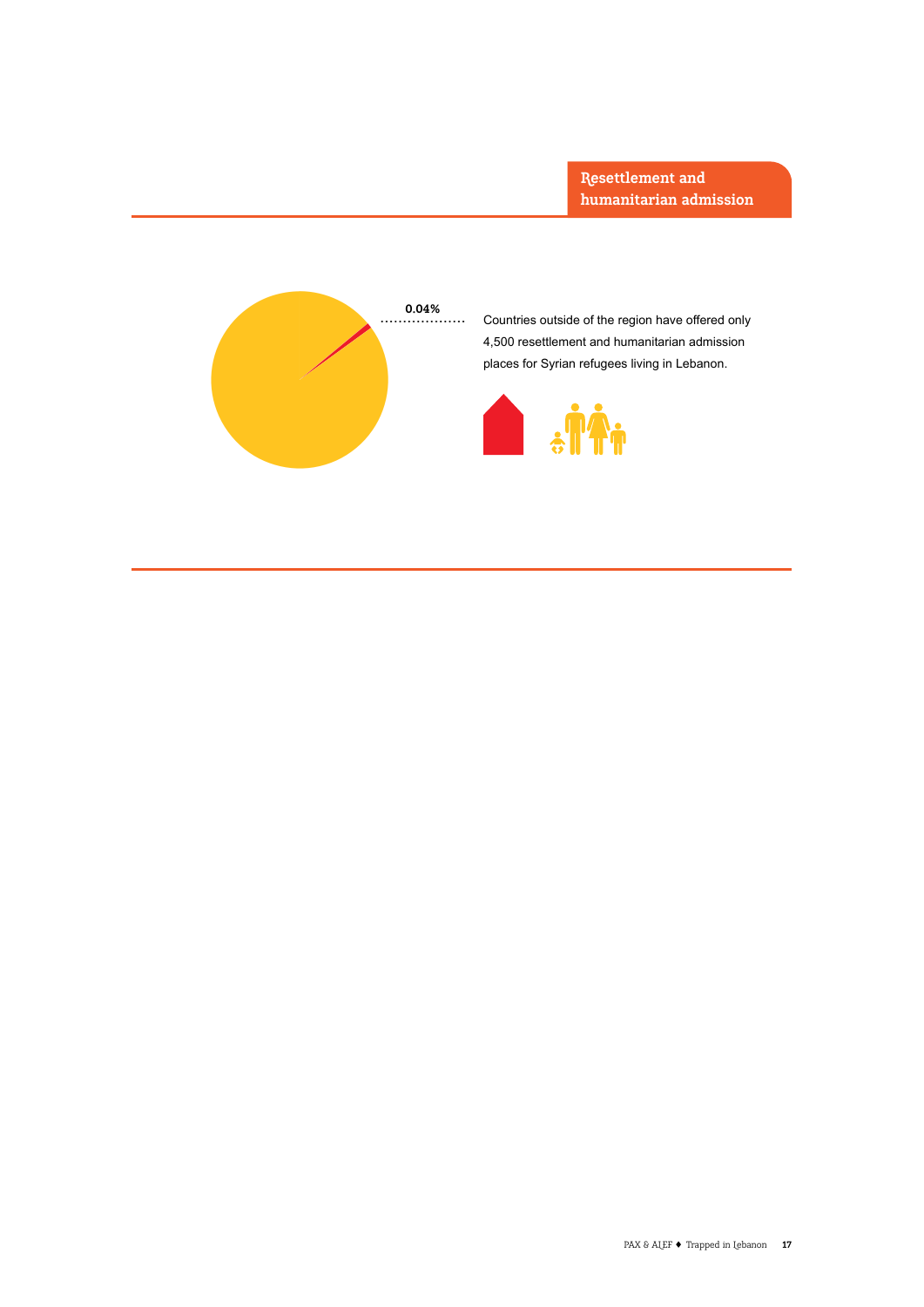## Resettlement and humanitarian admission

0.04%

Countries outside of the region have offered only 4,500 resettlement and humanitarian admission places for Syrian refugees living in Lebanon.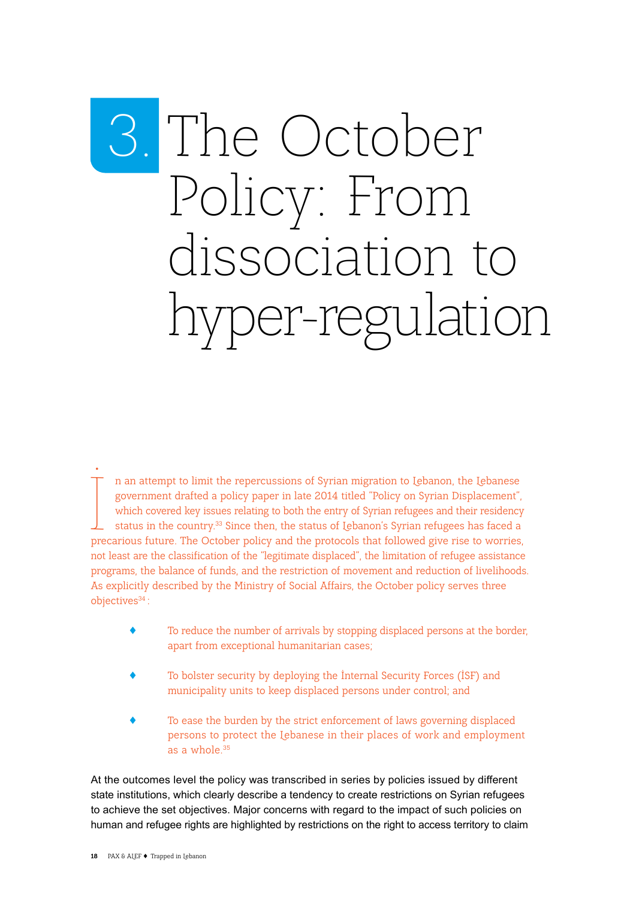# 3. The October Policy: From dissociation to hyper-regulation

In an attempt to limit the repercussions of Syrian migration to Lebanon, the Lebanese government drafted a policy paper in late 2014 titled "Policy on Syrian Displacement", which covered key issues relating to both the entry of Syrian refugees and their residency status in the country.[33] Since then, the status of Lebanon's Syrian refugees has faced a precarious future. The October policy and the protocols that followed give rise to worries, not least are the classification of the "legitimate displaced", the limitation of refugee assistance programs, the balance of funds, and the restriction of movement and reduction of livelihoods. As explicitly described by the Ministry of Social Affairs, the October policy serves three objectives[34]:

- To reduce the number of arrivals by stopping displaced persons at the border, apart from exceptional humanitarian cases;
- To bolster security by deploying the Internal Security Forces (ISF) and municipality units to keep displaced persons under control; and
- To ease the burden by the strict enforcement of laws governing displaced persons to protect the Lebanese in their places of work and employment as a whole.[35]

At the outcomes level the policy was transcribed in series by policies issued by different state institutions, which clearly describe a tendency to create restrictions on Syrian refugees to achieve the set objectives. Major concerns with regard to the impact of such policies on human and refugee rights are highlighted by restrictions on the right to access territory to claim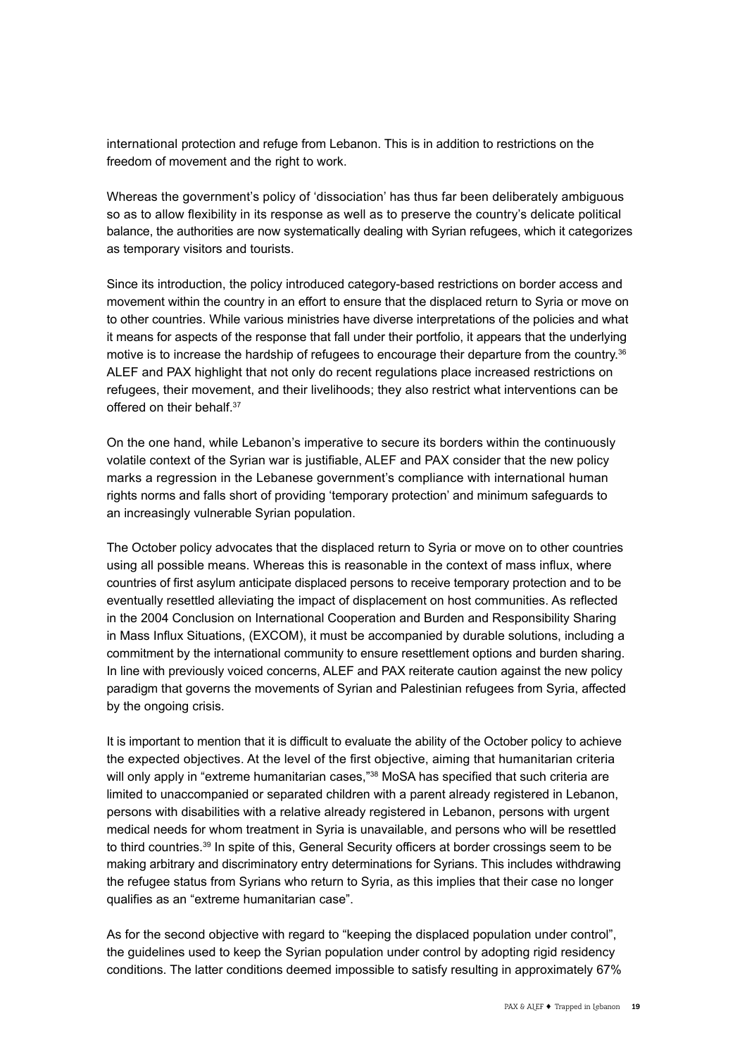international protection and refuge from Lebanon. This is in addition to restrictions on the freedom of movement and the right to work.

Whereas the government's policy of 'dissociation' has thus far been deliberately ambiguous so as to allow flexibility in its response as well as to preserve the country's delicate political balance, the authorities are now systematically dealing with Syrian refugees, which it categorizes as temporary visitors and tourists.

Since its introduction, the policy introduced category-based restrictions on border access and movement within the country in an effort to ensure that the displaced return to Syria or move on to other countries. While various ministries have diverse interpretations of the policies and what it means for aspects of the response that fall under their portfolio, it appears that the underlying motive is to increase the hardship of refugees to encourage their departure from the country.[36] ALEF and PAX highlight that not only do recent regulations place increased restrictions on refugees, their movement, and their livelihoods; they also restrict what interventions can be offered on their behalf.[37]

On the one hand, while Lebanon's imperative to secure its borders within the continuously volatile context of the Syrian war is justifiable, ALEF and PAX consider that the new policy marks a regression in the Lebanese government's compliance with international human rights norms and falls short of providing 'temporary protection' and minimum safeguards to an increasingly vulnerable Syrian population.

The October policy advocates that the displaced return to Syria or move on to other countries using all possible means. Whereas this is reasonable in the context of mass influx, where countries of first asylum anticipate displaced persons to receive temporary protection and to be eventually resettled alleviating the impact of displacement on host communities. As reflected in the 2004 Conclusion on International Cooperation and Burden and Responsibility Sharing in Mass Influx Situations, (EXCOM), it must be accompanied by durable solutions, including a commitment by the international community to ensure resettlement options and burden sharing. In line with previously voiced concerns, ALEF and PAX reiterate caution against the new policy paradigm that governs the movements of Syrian and Palestinian refugees from Syria, affected by the ongoing crisis.

It is important to mention that it is difficult to evaluate the ability of the October policy to achieve the expected objectives. At the level of the first objective, aiming that humanitarian criteria will only apply in "extreme humanitarian cases,"[38] MoSA has specified that such criteria are limited to unaccompanied or separated children with a parent already registered in Lebanon, persons with disabilities with a relative already registered in Lebanon, persons with urgent medical needs for whom treatment in Syria is unavailable, and persons who will be resettled to third countries.[39] In spite of this, General Security officers at border crossings seem to be making arbitrary and discriminatory entry determinations for Syrians. This includes withdrawing the refugee status from Syrians who return to Syria, as this implies that their case no longer qualifies as an "extreme humanitarian case".

As for the second objective with regard to "keeping the displaced population under control", the guidelines used to keep the Syrian population under control by adopting rigid residency conditions. The latter conditions deemed impossible to satisfy resulting in approximately 67%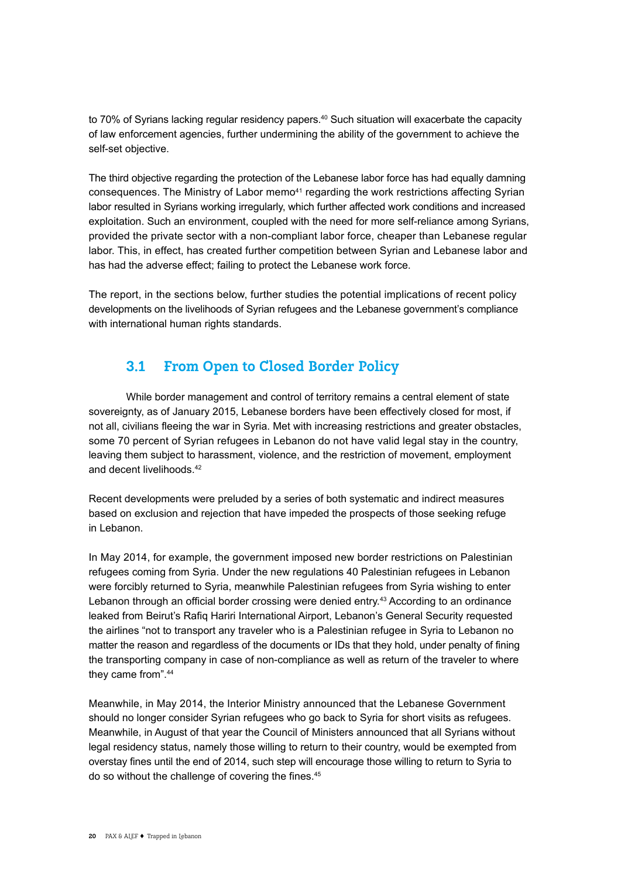to 70% of Syrians lacking regular residency papers.[40] Such situation will exacerbate the capacity of law enforcement agencies, further undermining the ability of the government to achieve the self-set objective.

The third objective regarding the protection of the Lebanese labor force has had equally damning consequences. The Ministry of Labor memo[41] regarding the work restrictions affecting Syrian labor resulted in Syrians working irregularly, which further affected work conditions and increased exploitation. Such an environment, coupled with the need for more self-reliance among Syrians, provided the private sector with a non-compliant labor force, cheaper than Lebanese regular labor. This, in effect, has created further competition between Syrian and Lebanese labor and has had the adverse effect; failing to protect the Lebanese work force.

The report, in the sections below, further studies the potential implications of recent policy developments on the livelihoods of Syrian refugees and the Lebanese government's compliance with international human rights standards.

## 3.1 From Open to Closed Border Policy

While border management and control of territory remains a central element of state sovereignty, as of January 2015, Lebanese borders have been effectively closed for most, if not all, civilians fleeing the war in Syria. Met with increasing restrictions and greater obstacles, some 70 percent of Syrian refugees in Lebanon do not have valid legal stay in the country, leaving them subject to harassment, violence, and the restriction of movement, employment and decent livelihoods.[42]

Recent developments were preluded by a series of both systematic and indirect measures based on exclusion and rejection that have impeded the prospects of those seeking refuge in Lebanon.

In May 2014, for example, the government imposed new border restrictions on Palestinian refugees coming from Syria. Under the new regulations 40 Palestinian refugees in Lebanon were forcibly returned to Syria, meanwhile Palestinian refugees from Syria wishing to enter Lebanon through an official border crossing were denied entry.[43] According to an ordinance leaked from Beirut's Rafiq Hariri International Airport, Lebanon's General Security requested the airlines "not to transport any traveler who is a Palestinian refugee in Syria to Lebanon no matter the reason and regardless of the documents or IDs that they hold, under penalty of fining the transporting company in case of non-compliance as well as return of the traveler to where they came from".[44]

Meanwhile, in May 2014, the Interior Ministry announced that the Lebanese Government should no longer consider Syrian refugees who go back to Syria for short visits as refugees. Meanwhile, in August of that year the Council of Ministers announced that all Syrians without legal residency status, namely those willing to return to their country, would be exempted from overstay fines until the end of 2014, such step will encourage those willing to return to Syria to do so without the challenge of covering the fines.[45]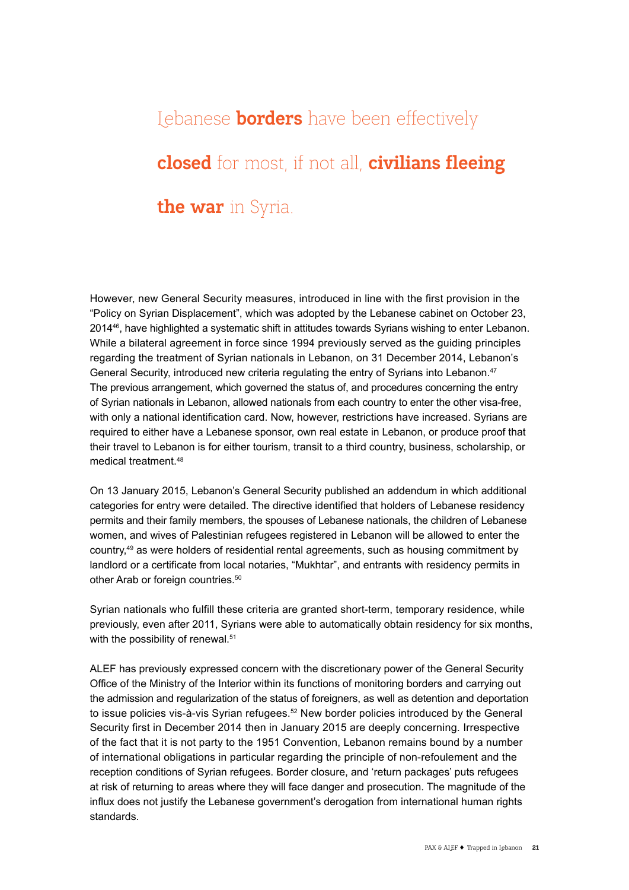> Lebanese **borders** have been effectively **closed** for most, if not all, **civilians fleeing the war** in Syria.

However, new General Security measures, introduced in line with the first provision in the "Policy on Syrian Displacement", which was adopted by the Lebanese cabinet on October 23, 2014[46], have highlighted a systematic shift in attitudes towards Syrians wishing to enter Lebanon. While a bilateral agreement in force since 1994 previously served as the guiding principles regarding the treatment of Syrian nationals in Lebanon, on 31 December 2014, Lebanon's General Security, introduced new criteria regulating the entry of Syrians into Lebanon.[47] The previous arrangement, which governed the status of, and procedures concerning the entry of Syrian nationals in Lebanon, allowed nationals from each country to enter the other visa-free, with only a national identification card. Now, however, restrictions have increased. Syrians are required to either have a Lebanese sponsor, own real estate in Lebanon, or produce proof that their travel to Lebanon is for either tourism, transit to a third country, business, scholarship, or medical treatment.[48]

On 13 January 2015, Lebanon's General Security published an addendum in which additional categories for entry were detailed. The directive identified that holders of Lebanese residency permits and their family members, the spouses of Lebanese nationals, the children of Lebanese women, and wives of Palestinian refugees registered in Lebanon will be allowed to enter the country,[49] as were holders of residential rental agreements, such as housing commitment by landlord or a certificate from local notaries, "Mukhtar", and entrants with residency permits in other Arab or foreign countries.[50]

Syrian nationals who fulfill these criteria are granted short-term, temporary residence, while previously, even after 2011, Syrians were able to automatically obtain residency for six months, with the possibility of renewal.[51]

ALEF has previously expressed concern with the discretionary power of the General Security Office of the Ministry of the Interior within its functions of monitoring borders and carrying out the admission and regularization of the status of foreigners, as well as detention and deportation to issue policies vis-à-vis Syrian refugees.[52] New border policies introduced by the General Security first in December 2014 then in January 2015 are deeply concerning. Irrespective of the fact that it is not party to the 1951 Convention, Lebanon remains bound by a number of international obligations in particular regarding the principle of non-refoulement and the reception conditions of Syrian refugees. Border closure, and 'return packages' puts refugees at risk of returning to areas where they will face danger and prosecution. The magnitude of the influx does not justify the Lebanese government's derogation from international human rights standards.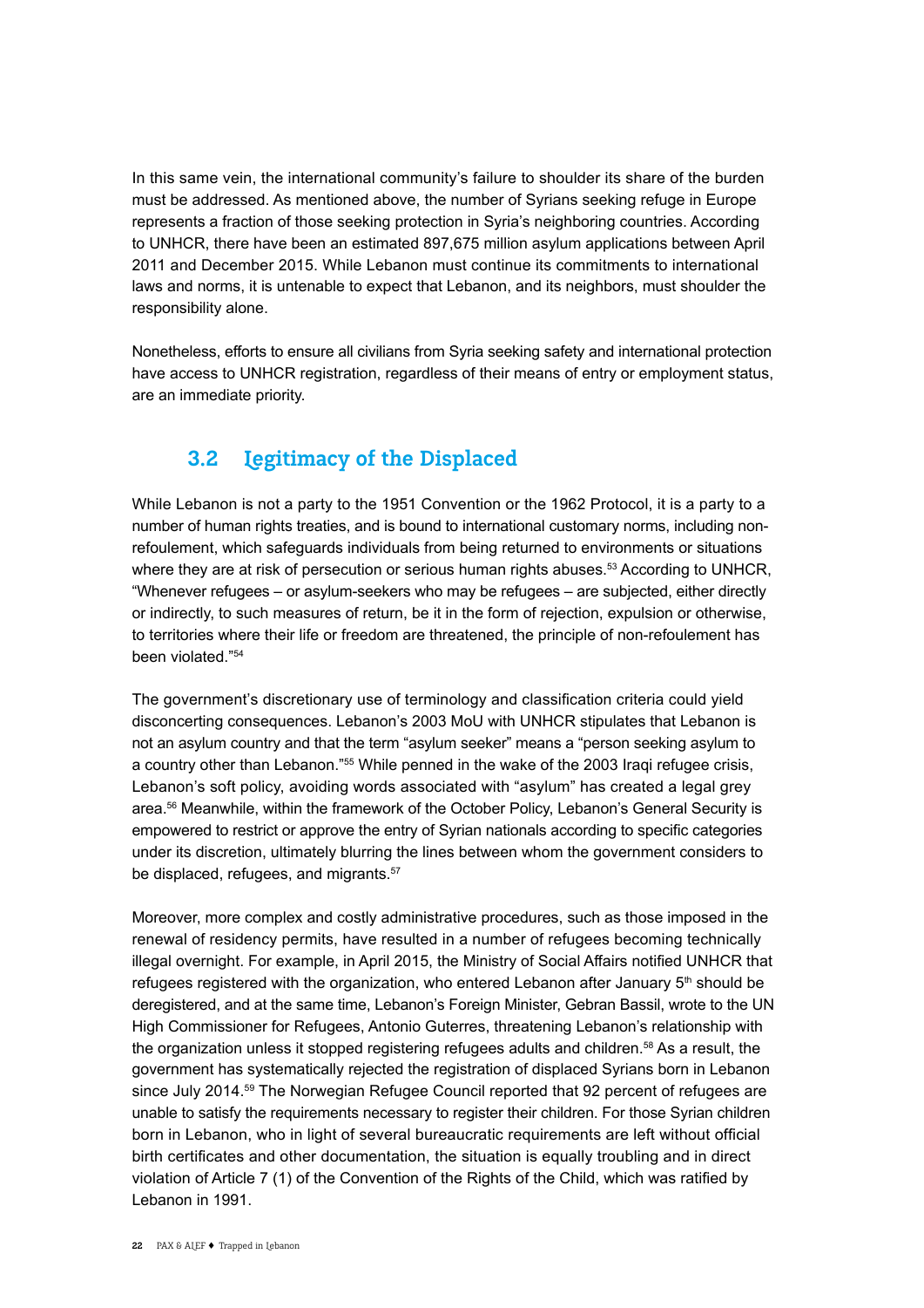In this same vein, the international community's failure to shoulder its share of the burden must be addressed. As mentioned above, the number of Syrians seeking refuge in Europe represents a fraction of those seeking protection in Syria's neighboring countries. According to UNHCR, there have been an estimated 897,675 million asylum applications between April 2011 and December 2015. While Lebanon must continue its commitments to international laws and norms, it is untenable to expect that Lebanon, and its neighbors, must shoulder the responsibility alone.

Nonetheless, efforts to ensure all civilians from Syria seeking safety and international protection have access to UNHCR registration, regardless of their means of entry or employment status, are an immediate priority.

## 3.2 Legitimacy of the Displaced

While Lebanon is not a party to the 1951 Convention or the 1962 Protocol, it is a party to a number of human rights treaties, and is bound to international customary norms, including non-refoulement, which safeguards individuals from being returned to environments or situations where they are at risk of persecution or serious human rights abuses.[53] According to UNHCR, "Whenever refugees – or asylum-seekers who may be refugees – are subjected, either directly or indirectly, to such measures of return, be it in the form of rejection, expulsion or otherwise, to territories where their life or freedom are threatened, the principle of non-refoulement has been violated."[54]

The government's discretionary use of terminology and classification criteria could yield disconcerting consequences. Lebanon's 2003 MoU with UNHCR stipulates that Lebanon is not an asylum country and that the term "asylum seeker" means a "person seeking asylum to a country other than Lebanon."[55] While penned in the wake of the 2003 Iraqi refugee crisis, Lebanon's soft policy, avoiding words associated with "asylum" has created a legal grey area.[56] Meanwhile, within the framework of the October Policy, Lebanon's General Security is empowered to restrict or approve the entry of Syrian nationals according to specific categories under its discretion, ultimately blurring the lines between whom the government considers to be displaced, refugees, and migrants.[57]

Moreover, more complex and costly administrative procedures, such as those imposed in the renewal of residency permits, have resulted in a number of refugees becoming technically illegal overnight. For example, in April 2015, the Ministry of Social Affairs notified UNHCR that refugees registered with the organization, who entered Lebanon after January 5th should be deregistered, and at the same time, Lebanon's Foreign Minister, Gebran Bassil, wrote to the UN High Commissioner for Refugees, Antonio Guterres, threatening Lebanon's relationship with the organization unless it stopped registering refugees adults and children.[58] As a result, the government has systematically rejected the registration of displaced Syrians born in Lebanon since July 2014.[59] The Norwegian Refugee Council reported that 92 percent of refugees are unable to satisfy the requirements necessary to register their children. For those Syrian children born in Lebanon, who in light of several bureaucratic requirements are left without official birth certificates and other documentation, the situation is equally troubling and in direct violation of Article 7 (1) of the Convention of the Rights of the Child, which was ratified by Lebanon in 1991.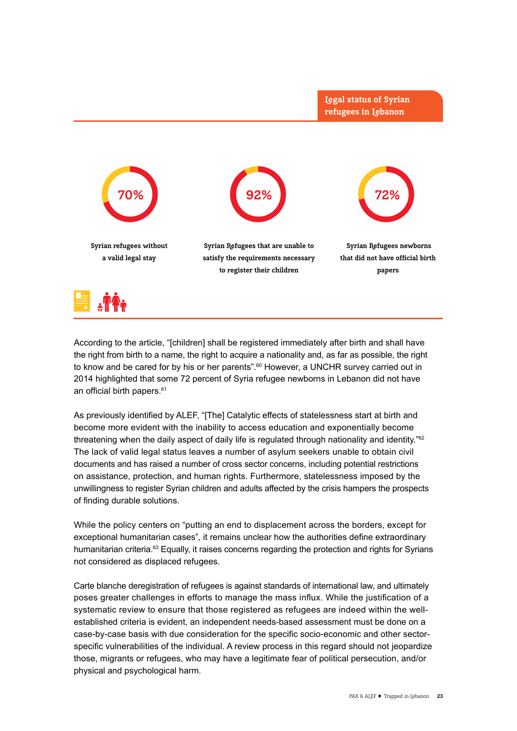## Legal status of Syrian refugees in Lebanon

**70%** Syrian refugees without a valid legal stay

**92%** Syrian Refugees that are unable to satisfy the requirements necessary to register their children

**72%** Syrian Refugees newborns that did not have official birth papers

According to the article, "[children] shall be registered immediately after birth and shall have the right from birth to a name, the right to acquire a nationality and, as far as possible, the right to know and be cared for by his or her parents".[60] However, a UNCHR survey carried out in 2014 highlighted that some 72 percent of Syria refugee newborns in Lebanon did not have an official birth papers.[61]

As previously identified by ALEF, "[The] Catalytic effects of statelessness start at birth and become more evident with the inability to access education and exponentially become threatening when the daily aspect of daily life is regulated through nationality and identity."[62] The lack of valid legal status leaves a number of asylum seekers unable to obtain civil documents and has raised a number of cross sector concerns, including potential restrictions on assistance, protection, and human rights. Furthermore, statelessness imposed by the unwillingness to register Syrian children and adults affected by the crisis hampers the prospects of finding durable solutions.

While the policy centers on "putting an end to displacement across the borders, except for exceptional humanitarian cases", it remains unclear how the authorities define extraordinary humanitarian criteria.[63] Equally, it raises concerns regarding the protection and rights for Syrians not considered as displaced refugees.

Carte blanche deregistration of refugees is against standards of international law, and ultimately poses greater challenges in efforts to manage the mass influx. While the justification of a systematic review to ensure that those registered as refugees are indeed within the well-established criteria is evident, an independent needs-based assessment must be done on a case-by-case basis with due consideration for the specific socio-economic and other sector-specific vulnerabilities of the individual. A review process in this regard should not jeopardize those, migrants or refugees, who may have a legitimate fear of political persecution, and/or physical and psychological harm.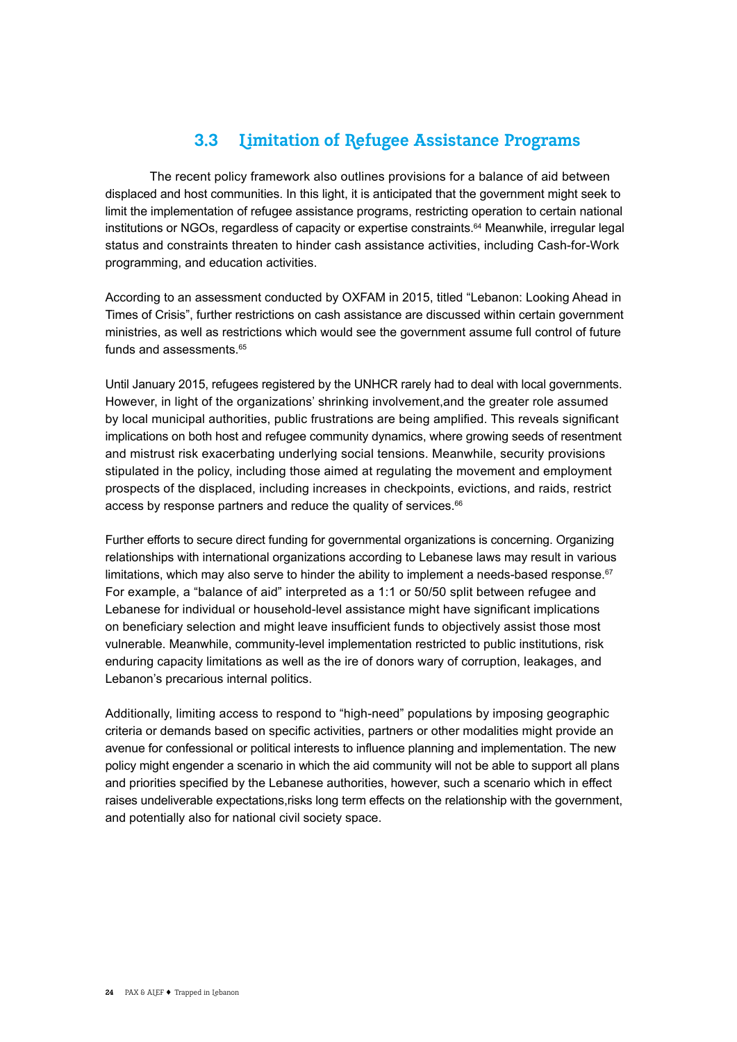## 3.3 Limitation of Refugee Assistance Programs

The recent policy framework also outlines provisions for a balance of aid between displaced and host communities. In this light, it is anticipated that the government might seek to limit the implementation of refugee assistance programs, restricting operation to certain national institutions or NGOs, regardless of capacity or expertise constraints.[64] Meanwhile, irregular legal status and constraints threaten to hinder cash assistance activities, including Cash-for-Work programming, and education activities.

According to an assessment conducted by OXFAM in 2015, titled "Lebanon: Looking Ahead in Times of Crisis", further restrictions on cash assistance are discussed within certain government ministries, as well as restrictions which would see the government assume full control of future funds and assessments.[65]

Until January 2015, refugees registered by the UNHCR rarely had to deal with local governments. However, in light of the organizations' shrinking involvement,and the greater role assumed by local municipal authorities, public frustrations are being amplified. This reveals significant implications on both host and refugee community dynamics, where growing seeds of resentment and mistrust risk exacerbating underlying social tensions. Meanwhile, security provisions stipulated in the policy, including those aimed at regulating the movement and employment prospects of the displaced, including increases in checkpoints, evictions, and raids, restrict access by response partners and reduce the quality of services.[66]

Further efforts to secure direct funding for governmental organizations is concerning. Organizing relationships with international organizations according to Lebanese laws may result in various limitations, which may also serve to hinder the ability to implement a needs-based response.[67] For example, a "balance of aid" interpreted as a 1:1 or 50/50 split between refugee and Lebanese for individual or household-level assistance might have significant implications on beneficiary selection and might leave insufficient funds to objectively assist those most vulnerable. Meanwhile, community-level implementation restricted to public institutions, risk enduring capacity limitations as well as the ire of donors wary of corruption, leakages, and Lebanon's precarious internal politics.

Additionally, limiting access to respond to "high-need" populations by imposing geographic criteria or demands based on specific activities, partners or other modalities might provide an avenue for confessional or political interests to influence planning and implementation. The new policy might engender a scenario in which the aid community will not be able to support all plans and priorities specified by the Lebanese authorities, however, such a scenario which in effect raises undeliverable expectations,risks long term effects on the relationship with the government, and potentially also for national civil society space.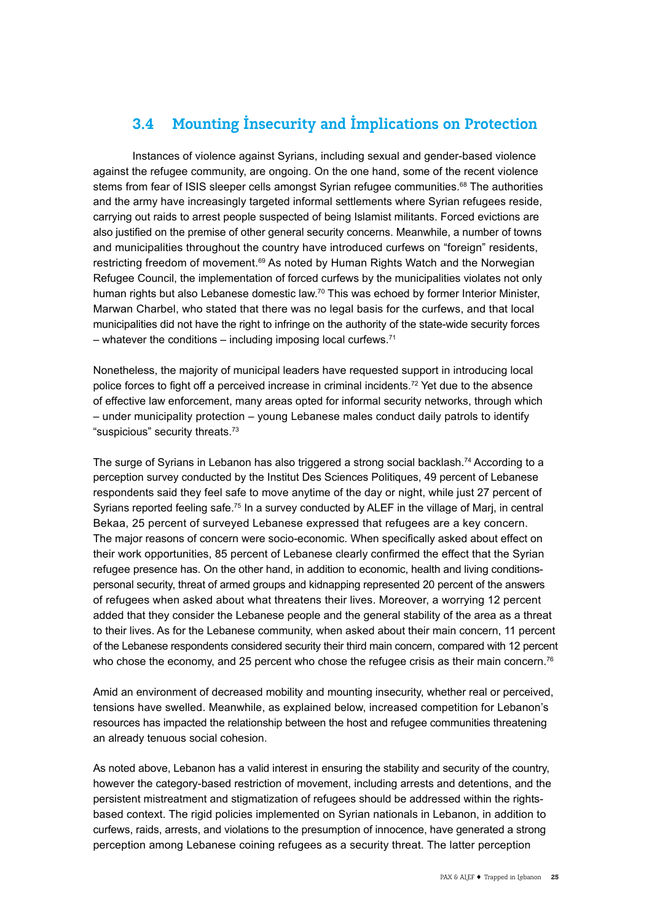## 3.4 Mounting Insecurity and Implications on Protection

Instances of violence against Syrians, including sexual and gender-based violence against the refugee community, are ongoing. On the one hand, some of the recent violence stems from fear of ISIS sleeper cells amongst Syrian refugee communities.[68] The authorities and the army have increasingly targeted informal settlements where Syrian refugees reside, carrying out raids to arrest people suspected of being Islamist militants. Forced evictions are also justified on the premise of other general security concerns. Meanwhile, a number of towns and municipalities throughout the country have introduced curfews on "foreign" residents, restricting freedom of movement.[69] As noted by Human Rights Watch and the Norwegian Refugee Council, the implementation of forced curfews by the municipalities violates not only human rights but also Lebanese domestic law.[70] This was echoed by former Interior Minister, Marwan Charbel, who stated that there was no legal basis for the curfews, and that local municipalities did not have the right to infringe on the authority of the state-wide security forces – whatever the conditions – including imposing local curfews.[71]

Nonetheless, the majority of municipal leaders have requested support in introducing local police forces to fight off a perceived increase in criminal incidents.[72] Yet due to the absence of effective law enforcement, many areas opted for informal security networks, through which – under municipality protection – young Lebanese males conduct daily patrols to identify "suspicious" security threats.[73]

The surge of Syrians in Lebanon has also triggered a strong social backlash.[74] According to a perception survey conducted by the Institut Des Sciences Politiques, 49 percent of Lebanese respondents said they feel safe to move anytime of the day or night, while just 27 percent of Syrians reported feeling safe.[75] In a survey conducted by ALEF in the village of Marj, in central Bekaa, 25 percent of surveyed Lebanese expressed that refugees are a key concern. The major reasons of concern were socio-economic. When specifically asked about effect on their work opportunities, 85 percent of Lebanese clearly confirmed the effect that the Syrian refugee presence has. On the other hand, in addition to economic, health and living conditions-personal security, threat of armed groups and kidnapping represented 20 percent of the answers of refugees when asked about what threatens their lives. Moreover, a worrying 12 percent added that they consider the Lebanese people and the general stability of the area as a threat to their lives. As for the Lebanese community, when asked about their main concern, 11 percent of the Lebanese respondents considered security their third main concern, compared with 12 percent who chose the economy, and 25 percent who chose the refugee crisis as their main concern.[76]

Amid an environment of decreased mobility and mounting insecurity, whether real or perceived, tensions have swelled. Meanwhile, as explained below, increased competition for Lebanon's resources has impacted the relationship between the host and refugee communities threatening an already tenuous social cohesion.

As noted above, Lebanon has a valid interest in ensuring the stability and security of the country, however the category-based restriction of movement, including arrests and detentions, and the persistent mistreatment and stigmatization of refugees should be addressed within the rights-based context. The rigid policies implemented on Syrian nationals in Lebanon, in addition to curfews, raids, arrests, and violations to the presumption of innocence, have generated a strong perception among Lebanese coining refugees as a security threat. The latter perception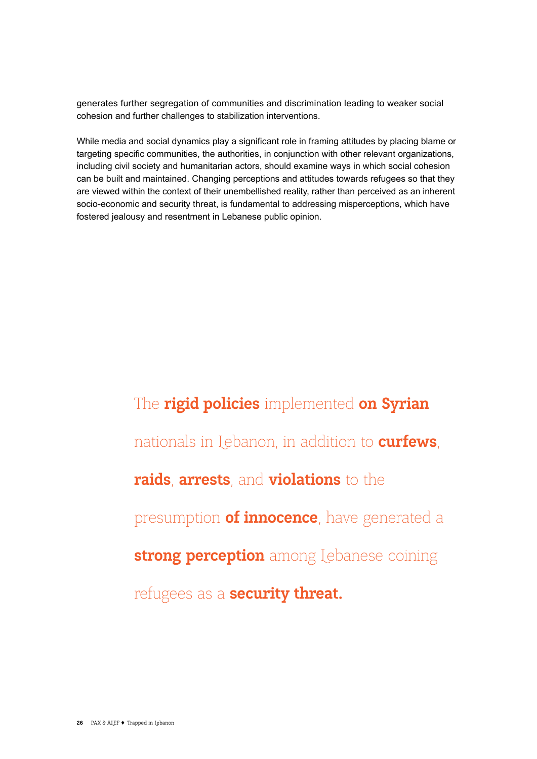generates further segregation of communities and discrimination leading to weaker social cohesion and further challenges to stabilization interventions.

While media and social dynamics play a significant role in framing attitudes by placing blame or targeting specific communities, the authorities, in conjunction with other relevant organizations, including civil society and humanitarian actors, should examine ways in which social cohesion can be built and maintained. Changing perceptions and attitudes towards refugees so that they are viewed within the context of their unembellished reality, rather than perceived as an inherent socio-economic and security threat, is fundamental to addressing misperceptions, which have fostered jealousy and resentment in Lebanese public opinion.

> The **rigid policies** implemented **on Syrian** nationals in Lebanon, in addition to **curfews**, **raids**, **arrests**, and **violations** to the presumption **of innocence**, have generated a **strong perception** among Lebanese coining refugees as a **security threat.**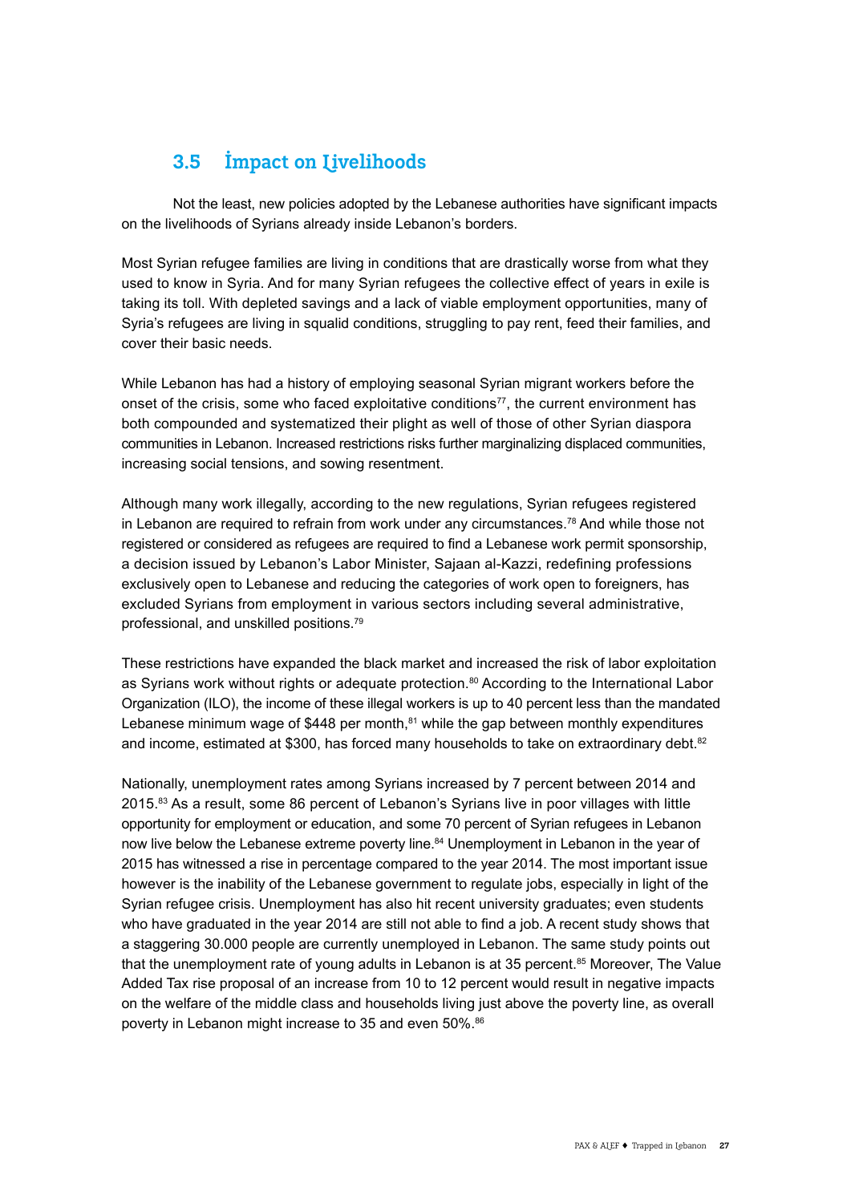## 3.5 Impact on Livelihoods

Not the least, new policies adopted by the Lebanese authorities have significant impacts on the livelihoods of Syrians already inside Lebanon's borders.

Most Syrian refugee families are living in conditions that are drastically worse from what they used to know in Syria. And for many Syrian refugees the collective effect of years in exile is taking its toll. With depleted savings and a lack of viable employment opportunities, many of Syria's refugees are living in squalid conditions, struggling to pay rent, feed their families, and cover their basic needs.

While Lebanon has had a history of employing seasonal Syrian migrant workers before the onset of the crisis, some who faced exploitative conditions[77], the current environment has both compounded and systematized their plight as well of those of other Syrian diaspora communities in Lebanon. Increased restrictions risks further marginalizing displaced communities, increasing social tensions, and sowing resentment.

Although many work illegally, according to the new regulations, Syrian refugees registered in Lebanon are required to refrain from work under any circumstances.[78] And while those not registered or considered as refugees are required to find a Lebanese work permit sponsorship, a decision issued by Lebanon's Labor Minister, Sajaan al-Kazzi, redefining professions exclusively open to Lebanese and reducing the categories of work open to foreigners, has excluded Syrians from employment in various sectors including several administrative, professional, and unskilled positions.[79]

These restrictions have expanded the black market and increased the risk of labor exploitation as Syrians work without rights or adequate protection.[80] According to the International Labor Organization (ILO), the income of these illegal workers is up to 40 percent less than the mandated Lebanese minimum wage of $448 per month,[81] while the gap between monthly expenditures and income, estimated at $300, has forced many households to take on extraordinary debt.[82]

Nationally, unemployment rates among Syrians increased by 7 percent between 2014 and 2015.[83] As a result, some 86 percent of Lebanon's Syrians live in poor villages with little opportunity for employment or education, and some 70 percent of Syrian refugees in Lebanon now live below the Lebanese extreme poverty line.[84] Unemployment in Lebanon in the year of 2015 has witnessed a rise in percentage compared to the year 2014. The most important issue however is the inability of the Lebanese government to regulate jobs, especially in light of the Syrian refugee crisis. Unemployment has also hit recent university graduates; even students who have graduated in the year 2014 are still not able to find a job. A recent study shows that a staggering 30.000 people are currently unemployed in Lebanon. The same study points out that the unemployment rate of young adults in Lebanon is at 35 percent.[85] Moreover, The Value Added Tax rise proposal of an increase from 10 to 12 percent would result in negative impacts on the welfare of the middle class and households living just above the poverty line, as overall poverty in Lebanon might increase to 35 and even 50%.[86]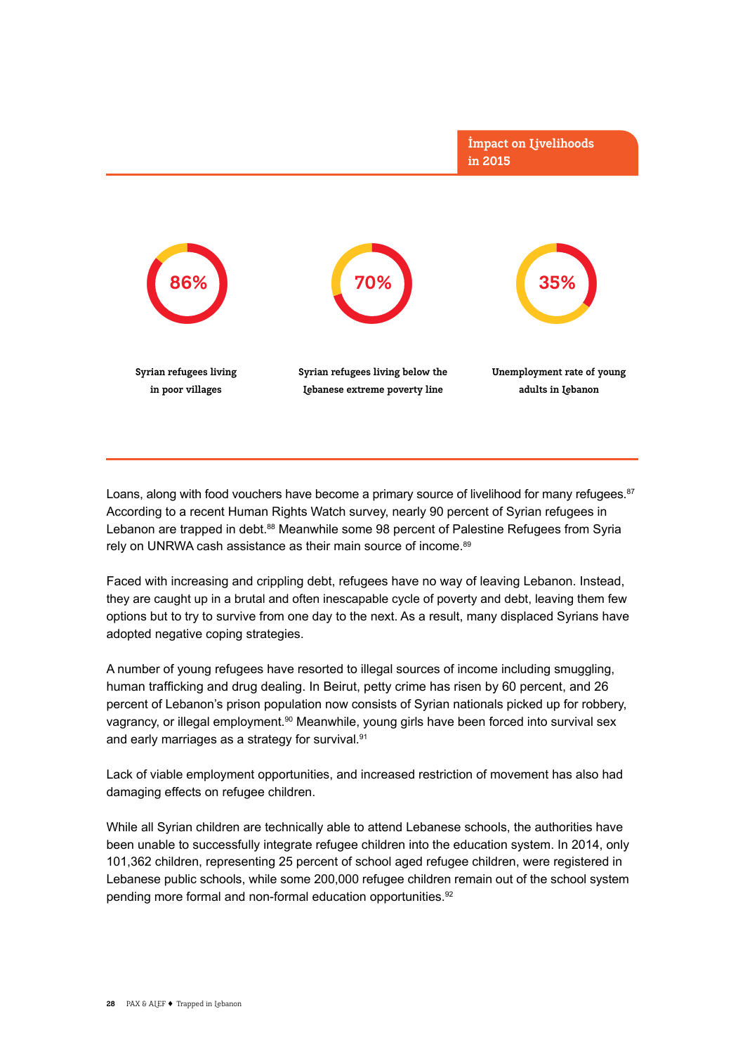## Impact on Livelihoods in 2015

**86%** — Syrian refugees living in poor villages

**70%** — Syrian refugees living below the Lebanese extreme poverty line

**35%** — Unemployment rate of young adults in Lebanon

Loans, along with food vouchers have become a primary source of livelihood for many refugees.[87] According to a recent Human Rights Watch survey, nearly 90 percent of Syrian refugees in Lebanon are trapped in debt.[88] Meanwhile some 98 percent of Palestine Refugees from Syria rely on UNRWA cash assistance as their main source of income.[89]

Faced with increasing and crippling debt, refugees have no way of leaving Lebanon. Instead, they are caught up in a brutal and often inescapable cycle of poverty and debt, leaving them few options but to try to survive from one day to the next. As a result, many displaced Syrians have adopted negative coping strategies.

A number of young refugees have resorted to illegal sources of income including smuggling, human trafficking and drug dealing. In Beirut, petty crime has risen by 60 percent, and 26 percent of Lebanon's prison population now consists of Syrian nationals picked up for robbery, vagrancy, or illegal employment.[90] Meanwhile, young girls have been forced into survival sex and early marriages as a strategy for survival.[91]

Lack of viable employment opportunities, and increased restriction of movement has also had damaging effects on refugee children.

While all Syrian children are technically able to attend Lebanese schools, the authorities have been unable to successfully integrate refugee children into the education system. In 2014, only 101,362 children, representing 25 percent of school aged refugee children, were registered in Lebanese public schools, while some 200,000 refugee children remain out of the school system pending more formal and non-formal education opportunities.[92]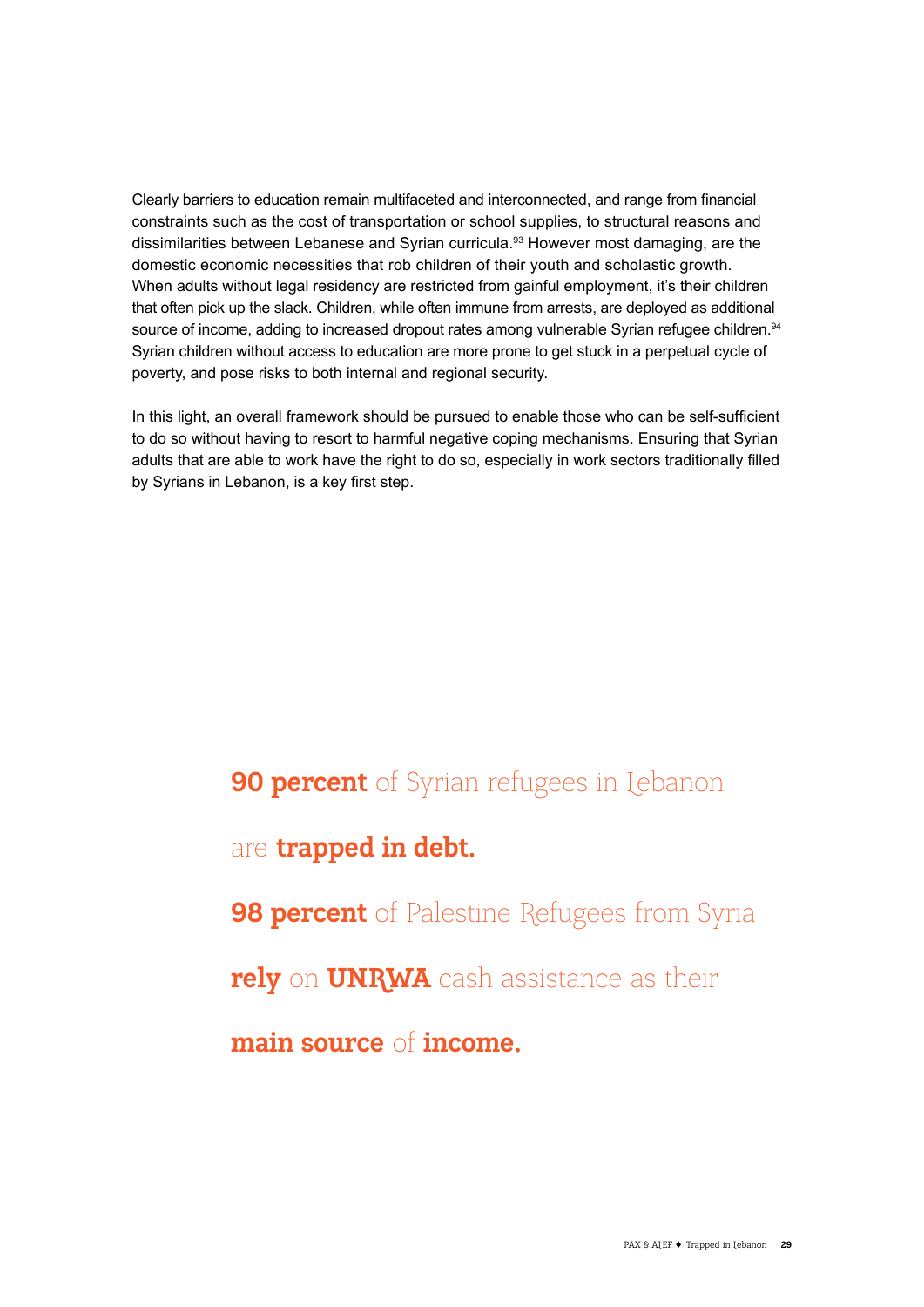Clearly barriers to education remain multifaceted and interconnected, and range from financial constraints such as the cost of transportation or school supplies, to structural reasons and dissimilarities between Lebanese and Syrian curricula.[93] However most damaging, are the domestic economic necessities that rob children of their youth and scholastic growth. When adults without legal residency are restricted from gainful employment, it's their children that often pick up the slack. Children, while often immune from arrests, are deployed as additional source of income, adding to increased dropout rates among vulnerable Syrian refugee children.[94] Syrian children without access to education are more prone to get stuck in a perpetual cycle of poverty, and pose risks to both internal and regional security.

In this light, an overall framework should be pursued to enable those who can be self-sufficient to do so without having to resort to harmful negative coping mechanisms. Ensuring that Syrian adults that are able to work have the right to do so, especially in work sectors traditionally filled by Syrians in Lebanon, is a key first step.

**90 percent** of Syrian refugees in Lebanon are **trapped in debt.**

**98 percent** of Palestine Refugees from Syria **rely** on **UNRWA** cash assistance as their **main source** of **income.**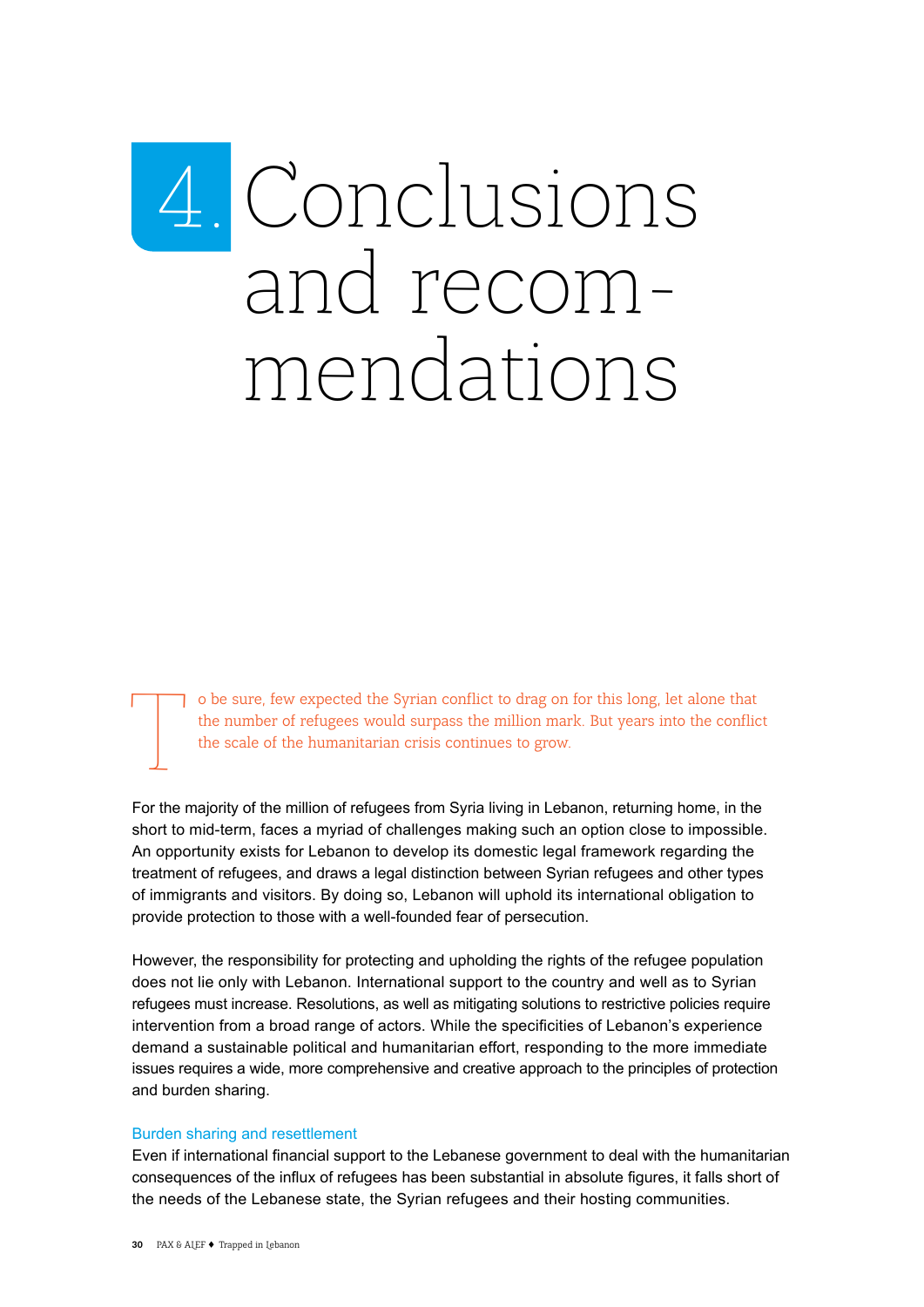# 4. Conclusions and recommendations

To be sure, few expected the Syrian conflict to drag on for this long, let alone that the number of refugees would surpass the million mark. But years into the conflict the scale of the humanitarian crisis continues to grow.

For the majority of the million of refugees from Syria living in Lebanon, returning home, in the short to mid-term, faces a myriad of challenges making such an option close to impossible. An opportunity exists for Lebanon to develop its domestic legal framework regarding the treatment of refugees, and draws a legal distinction between Syrian refugees and other types of immigrants and visitors. By doing so, Lebanon will uphold its international obligation to provide protection to those with a well-founded fear of persecution.

However, the responsibility for protecting and upholding the rights of the refugee population does not lie only with Lebanon. International support to the country and well as to Syrian refugees must increase. Resolutions, as well as mitigating solutions to restrictive policies require intervention from a broad range of actors. While the specificities of Lebanon's experience demand a sustainable political and humanitarian effort, responding to the more immediate issues requires a wide, more comprehensive and creative approach to the principles of protection and burden sharing.

### Burden sharing and resettlement

Even if international financial support to the Lebanese government to deal with the humanitarian consequences of the influx of refugees has been substantial in absolute figures, it falls short of the needs of the Lebanese state, the Syrian refugees and their hosting communities.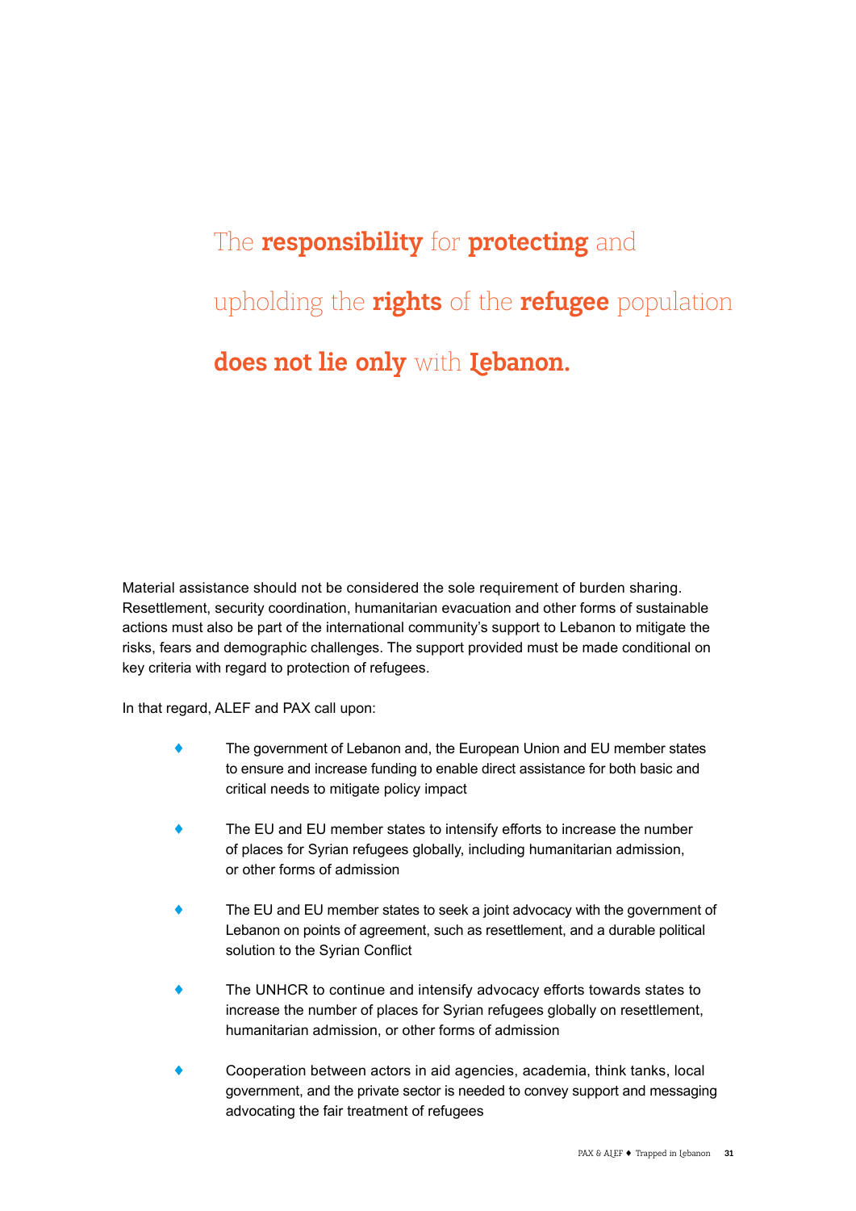The **responsibility** for **protecting** and upholding the **rights** of the **refugee** population **does not lie only** with **Lebanon.**

Material assistance should not be considered the sole requirement of burden sharing. Resettlement, security coordination, humanitarian evacuation and other forms of sustainable actions must also be part of the international community's support to Lebanon to mitigate the risks, fears and demographic challenges. The support provided must be made conditional on key criteria with regard to protection of refugees.

In that regard, ALEF and PAX call upon:

- The government of Lebanon and, the European Union and EU member states to ensure and increase funding to enable direct assistance for both basic and critical needs to mitigate policy impact
- The EU and EU member states to intensify efforts to increase the number of places for Syrian refugees globally, including humanitarian admission, or other forms of admission
- The EU and EU member states to seek a joint advocacy with the government of Lebanon on points of agreement, such as resettlement, and a durable political solution to the Syrian Conflict
- The UNHCR to continue and intensify advocacy efforts towards states to increase the number of places for Syrian refugees globally on resettlement, humanitarian admission, or other forms of admission
- Cooperation between actors in aid agencies, academia, think tanks, local government, and the private sector is needed to convey support and messaging advocating the fair treatment of refugees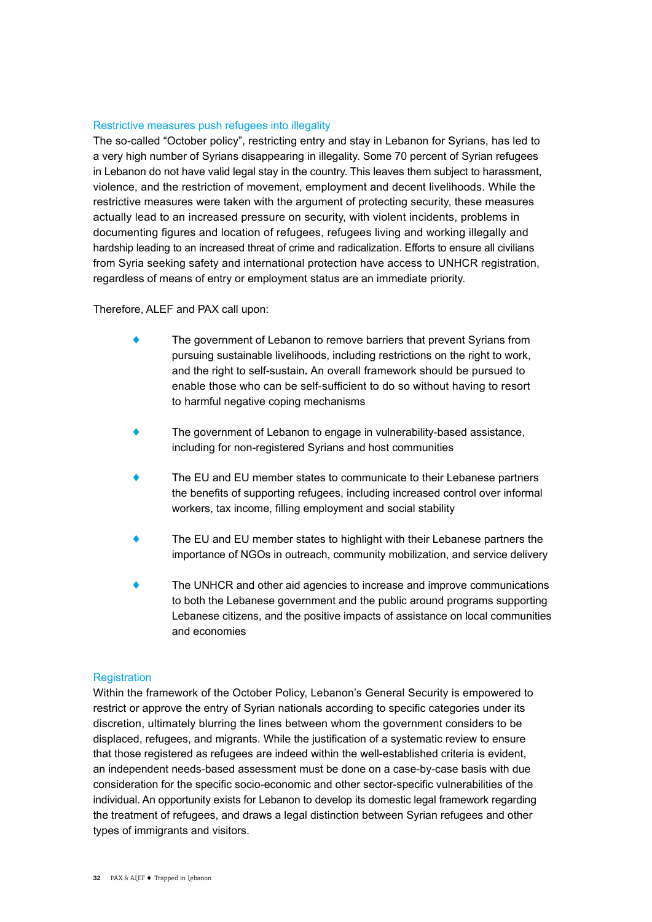### Restrictive measures push refugees into illegality

The so-called "October policy", restricting entry and stay in Lebanon for Syrians, has led to a very high number of Syrians disappearing in illegality. Some 70 percent of Syrian refugees in Lebanon do not have valid legal stay in the country. This leaves them subject to harassment, violence, and the restriction of movement, employment and decent livelihoods. While the restrictive measures were taken with the argument of protecting security, these measures actually lead to an increased pressure on security, with violent incidents, problems in documenting figures and location of refugees, refugees living and working illegally and hardship leading to an increased threat of crime and radicalization. Efforts to ensure all civilians from Syria seeking safety and international protection have access to UNHCR registration, regardless of means of entry or employment status are an immediate priority.

Therefore, ALEF and PAX call upon:

- The government of Lebanon to remove barriers that prevent Syrians from pursuing sustainable livelihoods, including restrictions on the right to work, and the right to self-sustain**.** An overall framework should be pursued to enable those who can be self-sufficient to do so without having to resort to harmful negative coping mechanisms

- The government of Lebanon to engage in vulnerability-based assistance, including for non-registered Syrians and host communities

- The EU and EU member states to communicate to their Lebanese partners the benefits of supporting refugees, including increased control over informal workers, tax income, filling employment and social stability

- The EU and EU member states to highlight with their Lebanese partners the importance of NGOs in outreach, community mobilization, and service delivery

- The UNHCR and other aid agencies to increase and improve communications to both the Lebanese government and the public around programs supporting Lebanese citizens, and the positive impacts of assistance on local communities and economies

### Registration

Within the framework of the October Policy, Lebanon's General Security is empowered to restrict or approve the entry of Syrian nationals according to specific categories under its discretion, ultimately blurring the lines between whom the government considers to be displaced, refugees, and migrants. While the justification of a systematic review to ensure that those registered as refugees are indeed within the well-established criteria is evident, an independent needs-based assessment must be done on a case-by-case basis with due consideration for the specific socio-economic and other sector-specific vulnerabilities of the individual. An opportunity exists for Lebanon to develop its domestic legal framework regarding the treatment of refugees, and draws a legal distinction between Syrian refugees and other types of immigrants and visitors.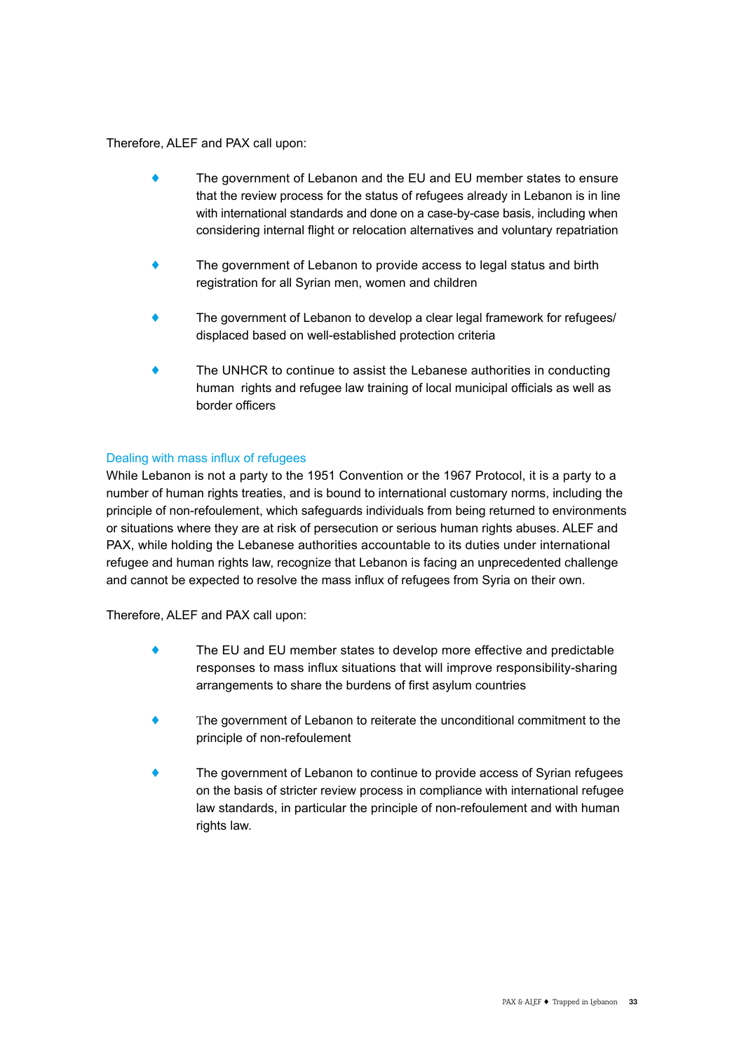Therefore, ALEF and PAX call upon:

- The government of Lebanon and the EU and EU member states to ensure that the review process for the status of refugees already in Lebanon is in line with international standards and done on a case-by-case basis, including when considering internal flight or relocation alternatives and voluntary repatriation
- The government of Lebanon to provide access to legal status and birth registration for all Syrian men, women and children
- The government of Lebanon to develop a clear legal framework for refugees/ displaced based on well-established protection criteria
- The UNHCR to continue to assist the Lebanese authorities in conducting human rights and refugee law training of local municipal officials as well as border officers

### Dealing with mass influx of refugees

While Lebanon is not a party to the 1951 Convention or the 1967 Protocol, it is a party to a number of human rights treaties, and is bound to international customary norms, including the principle of non-refoulement, which safeguards individuals from being returned to environments or situations where they are at risk of persecution or serious human rights abuses. ALEF and PAX, while holding the Lebanese authorities accountable to its duties under international refugee and human rights law, recognize that Lebanon is facing an unprecedented challenge and cannot be expected to resolve the mass influx of refugees from Syria on their own.

Therefore, ALEF and PAX call upon:

- The EU and EU member states to develop more effective and predictable responses to mass influx situations that will improve responsibility-sharing arrangements to share the burdens of first asylum countries
- The government of Lebanon to reiterate the unconditional commitment to the principle of non-refoulement
- The government of Lebanon to continue to provide access of Syrian refugees on the basis of stricter review process in compliance with international refugee law standards, in particular the principle of non-refoulement and with human rights law.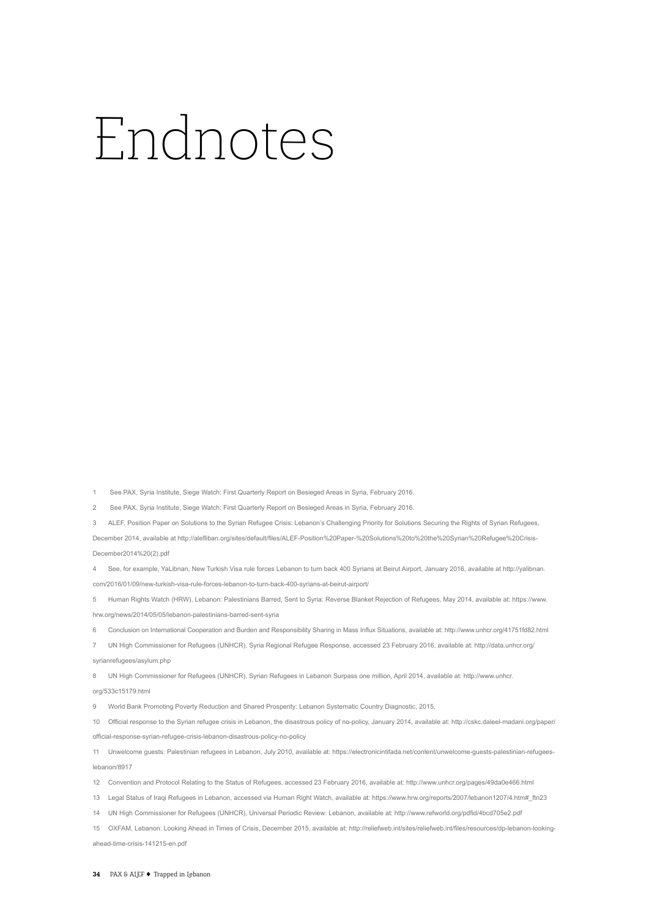# Endnotes

1 See PAX, Syria Institute, Siege Watch: First Quarterly Report on Besieged Areas in Syria, February 2016.

2 See PAX, Syria Institute, Siege Watch: First Quarterly Report on Besieged Areas in Syria, February 2016.

3 ALEF, Position Paper on Solutions to the Syrian Refugee Crisis: Lebanon's Challenging Priority for Solutions Securing the Rights of Syrian Refugees, December 2014, available at http://alefliban.org/sites/default/files/ALEF-Position%20Paper-%20Solutions%20to%20the%20Syrian%20Refugee%20Crisis-December2014%20(2).pdf

4 See, for example, YaLibnan, New Turkish Visa rule forces Lebanon to turn back 400 Syrians at Beirut Airport, January 2016, available at http://yalibnan.com/2016/01/09/new-turkish-visa-rule-forces-lebanon-to-turn-back-400-syrians-at-beirut-airport/

5 Human Rights Watch (HRW), Lebanon: Palestinians Barred, Sent to Syria: Reverse Blanket Rejection of Refugees, May 2014, available at: https://www.hrw.org/news/2014/05/05/lebanon-palestinians-barred-sent-syria

6 Conclusion on International Cooperation and Burden and Responsibility Sharing in Mass Influx Situations, available at: http://www.unhcr.org/41751fd82.html

7 UN High Commissioner for Refugees (UNHCR), Syria Regional Refugee Response, accessed 23 February 2016, available at: http://data.unhcr.org/syrianrefugees/asylum.php

8 UN High Commissioner for Refugees (UNHCR), Syrian Refugees in Lebanon Surpass one million, April 2014, available at: http://www.unhcr.org/533c15179.html

9 World Bank Promoting Poverty Reduction and Shared Prosperity: Lebanon Systematic Country Diagnostic, 2015,

10 Official response to the Syrian refugee crisis in Lebanon, the disastrous policy of no-policy, January 2014, available at: http://cskc.daleel-madani.org/paper/official-response-syrian-refugee-crisis-lebanon-disastrous-policy-no-policy

11 Unwelcome guests: Palestinian refugees in Lebanon, July 2010, available at: https://electronicintifada.net/content/unwelcome-guests-palestinian-refugees-lebanon/8917

12 Convention and Protocol Relating to the Status of Refugees, accessed 23 February 2016, available at: http://www.unhcr.org/pages/49da0e466.html

13 Legal Status of Iraqi Refugees in Lebanon, accessed via Human Right Watch, available at: https://www.hrw.org/reports/2007/lebanon1207/4.htm#_ftn23

14 UN High Commissioner for Refugees (UNHCR), Universal Periodic Review: Lebanon, available at: http://www.refworld.org/pdfid/4bcd705e2.pdf

15 OXFAM, Lebanon: Looking Ahead in Times of Crisis, December 2015, available at: http://reliefweb.int/sites/reliefweb.int/files/resources/dp-lebanon-looking-ahead-time-crisis-141215-en.pdf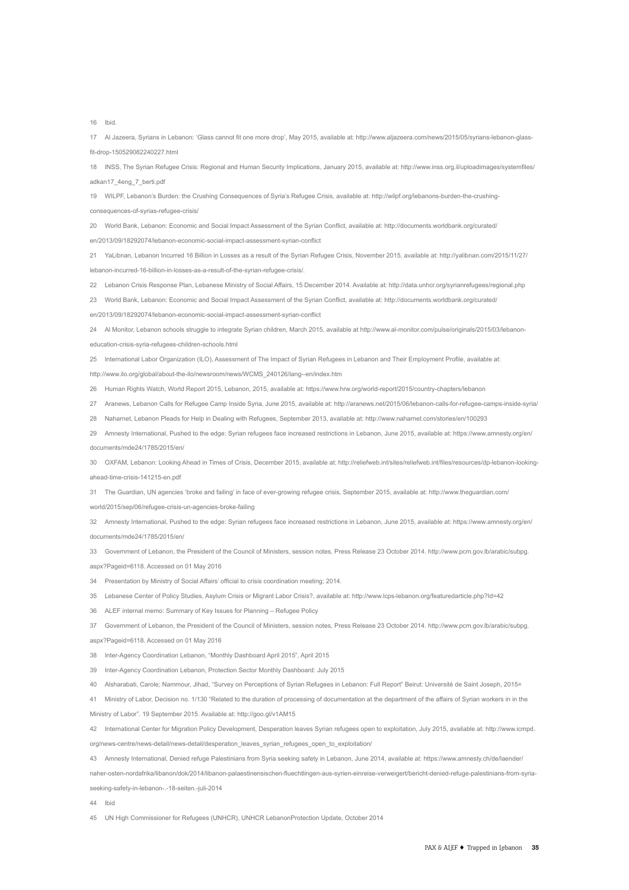16 Ibid.

17 Al Jazeera, Syrians in Lebanon: 'Glass cannot fit one more drop', May 2015, available at: http://www.aljazeera.com/news/2015/05/syrians-lebanon-glass-fit-drop-150529082240227.html

18 INSS, The Syrian Refugee Crisis: Regional and Human Security Implications, January 2015, available at: http://www.inss.org.il/uploadimages/systemfiles/adkan17_4eng_7_berti.pdf

19 WILPF, Lebanon's Burden: the Crushing Consequences of Syria's Refugee Crisis, available at: http://wilpf.org/lebanons-burden-the-crushing-consequences-of-syrias-refugee-crisis/

20 World Bank, Lebanon: Economic and Social Impact Assessment of the Syrian Conflict, available at: http://documents.worldbank.org/curated/en/2013/09/18292074/lebanon-economic-social-impact-assessment-syrian-conflict

21 YaLibnan, Lebanon Incurred 16 Billion in Losses as a result of the Syrian Refugee Crisis, November 2015, available at: http://yalibnan.com/2015/11/27/lebanon-incurred-16-billion-in-losses-as-a-result-of-the-syrian-refugee-crisis/.

22 Lebanon Crisis Response Plan, Lebanese Ministry of Social Affairs, 15 December 2014. Available at: http://data.unhcr.org/syrianrefugees/regional.php

23 World Bank, Lebanon: Economic and Social Impact Assessment of the Syrian Conflict, available at: http://documents.worldbank.org/curated/en/2013/09/18292074/lebanon-economic-social-impact-assessment-syrian-conflict

24 Al Monitor, Lebanon schools struggle to integrate Syrian children, March 2015, available at http://www.al-monitor.com/pulse/originals/2015/03/lebanon-education-crisis-syria-refugees-children-schools.html

25 International Labor Organization (ILO), Assessment of The Impact of Syrian Refugees in Lebanon and Their Employment Profile, available at: http://www.ilo.org/global/about-the-ilo/newsroom/news/WCMS_240126/lang--en/index.htm

26 Human Rights Watch, World Report 2015, Lebanon, 2015, available at: https://www.hrw.org/world-report/2015/country-chapters/lebanon

27 Aranews, Lebanon Calls for Refugee Camp Inside Syria, June 2015, available at: http://aranews.net/2015/06/lebanon-calls-for-refugee-camps-inside-syria/

28 Naharnet, Lebanon Pleads for Help in Dealing with Refugees, September 2013, available at: http://www.naharnet.com/stories/en/100293

29 Amnesty International, Pushed to the edge: Syrian refugees face increased restrictions in Lebanon, June 2015, available at: https://www.amnesty.org/en/documents/mde24/1785/2015/en/

30 OXFAM, Lebanon: Looking Ahead in Times of Crisis, December 2015, available at: http://reliefweb.int/sites/reliefweb.int/files/resources/dp-lebanon-looking-ahead-time-crisis-141215-en.pdf

31 The Guardian, UN agencies 'broke and failing' in face of ever-growing refugee crisis, September 2015, available at: http://www.theguardian.com/world/2015/sep/06/refugee-crisis-un-agencies-broke-failing

32 Amnesty International, Pushed to the edge: Syrian refugees face increased restrictions in Lebanon, June 2015, available at: https://www.amnesty.org/en/documents/mde24/1785/2015/en/

33 Government of Lebanon, the President of the Council of Ministers, session notes, Press Release 23 October 2014. http://www.pcm.gov.lb/arabic/subpg.aspx?Pageid=6118. Accessed on 01 May 2016

34 Presentation by Ministry of Social Affairs' official to crisis coordination meeting; 2014.

35 Lebanese Center of Policy Studies, Asylum Crisis or Migrant Labor Crisis?, available at: http://www.lcps-lebanon.org/featuredarticle.php?Id=42

36 ALEF internal memo: Summary of Key Issues for Planning – Refugee Policy

37 Government of Lebanon, the President of the Council of Ministers, session notes, Press Release 23 October 2014. http://www.pcm.gov.lb/arabic/subpg.aspx?Pageid=6118. Accessed on 01 May 2016

38 Inter-Agency Coordination Lebanon, "Monthly Dashboard April 2015", April 2015

39 Inter-Agency Coordination Lebanon, Protection Sector Monthly Dashboard: July 2015

40 Alsharabati, Carole; Nammour, Jihad, "Survey on Perceptions of Syrian Refugees in Lebanon: Full Report" Beirut: Université de Saint Joseph, 2015=

41 Ministry of Labor, Decision no. 1/130 "Related to the duration of processing of documentation at the department of the affairs of Syrian workers in in the Ministry of Labor". 19 September 2015. Available at: http://goo.gl/v1AM15

42 International Center for Migration Policy Development, Desperation leaves Syrian refugees open to exploitation, July 2015, available at: http://www.icmpd.org/news-centre/news-detail/news-detail/desperation_leaves_syrian_refugees_open_to_exploitation/

43 Amnesty International, Denied refuge Palestinians from Syria seeking safety in Lebanon, June 2014, available at: https://www.amnesty.ch/de/laender/naher-osten-nordafrika/libanon/dok/2014/libanon-palaestinensischen-fluechtlingen-aus-syrien-einreise-verweigert/bericht-denied-refuge-palestinians-from-syria-seeking-safety-in-lebanon-.-18-seiten.-juli-2014

44 Ibid

45 UN High Commissioner for Refugees (UNHCR), UNHCR LebanonProtection Update, October 2014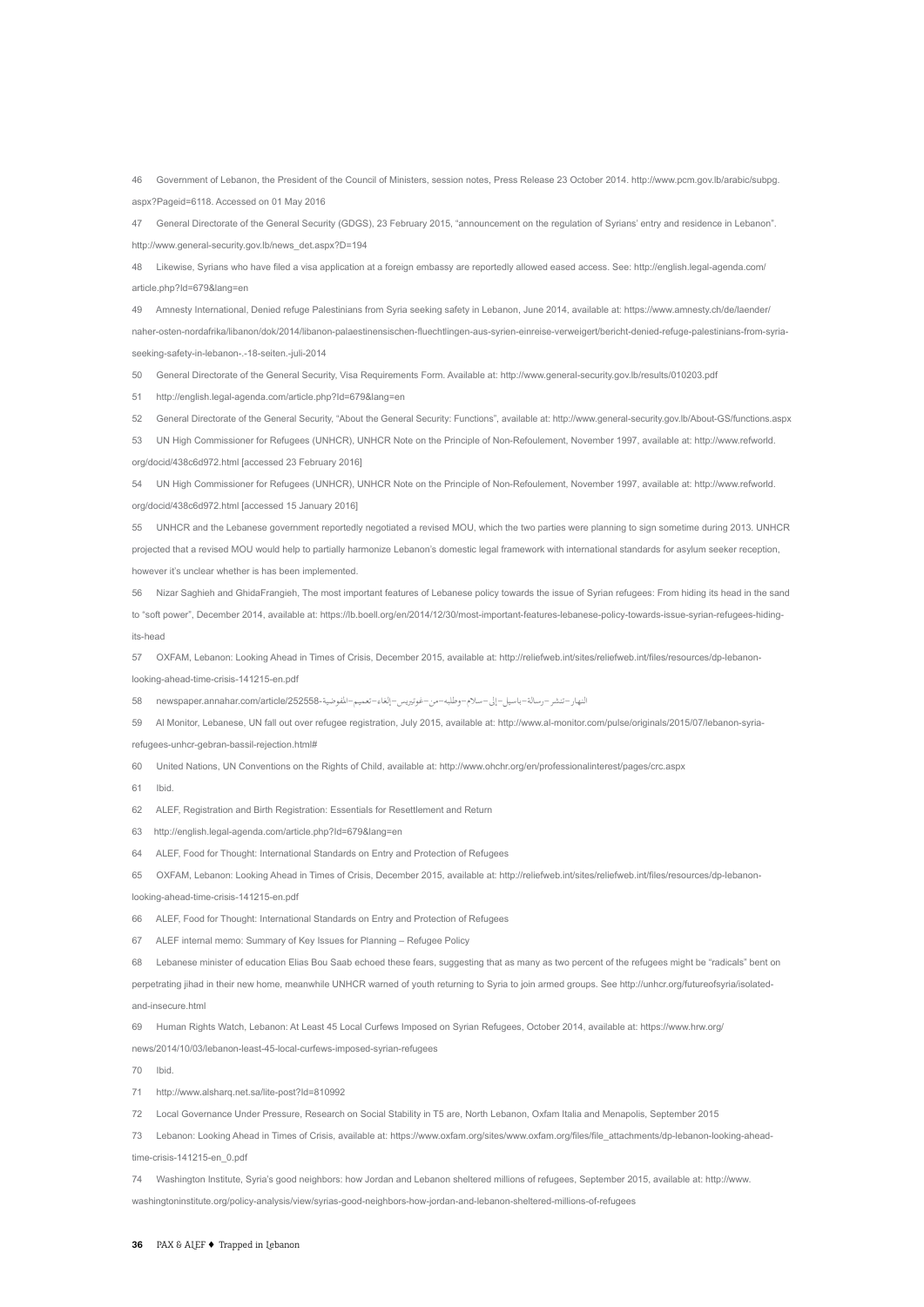46 Government of Lebanon, the President of the Council of Ministers, session notes, Press Release 23 October 2014. http://www.pcm.gov.lb/arabic/subpg.aspx?Pageid=6118. Accessed on 01 May 2016

47 General Directorate of the General Security (GDGS), 23 February 2015, "announcement on the regulation of Syrians' entry and residence in Lebanon". http://www.general-security.gov.lb/news_det.aspx?D=194

48 Likewise, Syrians who have filed a visa application at a foreign embassy are reportedly allowed eased access. See: http://english.legal-agenda.com/article.php?Id=679&lang=en

49 Amnesty International, Denied refuge Palestinians from Syria seeking safety in Lebanon, June 2014, available at: https://www.amnesty.ch/de/laender/naher-osten-nordafrika/libanon/dok/2014/libanon-palaestinensischen-fluechtlingen-aus-syrien-einreise-verweigert/bericht-denied-refuge-palestinians-from-syria-seeking-safety-in-lebanon-.-18-seiten.-juli-2014

50 General Directorate of the General Security, Visa Requirements Form. Available at: http://www.general-security.gov.lb/results/010203.pdf

51 http://english.legal-agenda.com/article.php?Id=679&lang=en

52 General Directorate of the General Security, "About the General Security: Functions", available at: http://www.general-security.gov.lb/About-GS/functions.aspx

53 UN High Commissioner for Refugees (UNHCR), UNHCR Note on the Principle of Non-Refoulement, November 1997, available at: http://www.refworld.org/docid/438c6d972.html [accessed 23 February 2016]

54 UN High Commissioner for Refugees (UNHCR), UNHCR Note on the Principle of Non-Refoulement, November 1997, available at: http://www.refworld.org/docid/438c6d972.html [accessed 15 January 2016]

55 UNHCR and the Lebanese government reportedly negotiated a revised MOU, which the two parties were planning to sign sometime during 2013. UNHCR projected that a revised MOU would help to partially harmonize Lebanon's domestic legal framework with international standards for asylum seeker reception, however it's unclear whether is has been implemented.

56 Nizar Saghieh and GhidaFrangieh, The most important features of Lebanese policy towards the issue of Syrian refugees: From hiding its head in the sand to "soft power", December 2014, available at: https://lb.boell.org/en/2014/12/30/most-important-features-lebanese-policy-towards-issue-syrian-refugees-hiding-its-head

57 OXFAM, Lebanon: Looking Ahead in Times of Crisis, December 2015, available at: http://reliefweb.int/sites/reliefweb.int/files/resources/dp-lebanon-looking-ahead-time-crisis-141215-en.pdf

58 newspaper.annahar.com/article/252558-النهار-تنشر-رسالة-باسيل-إلى-سلام-وطلبه-من-غوتيريس-إلغاء-تعميم-المفوضية

59 Al Monitor, Lebanese, UN fall out over refugee registration, July 2015, available at: http://www.al-monitor.com/pulse/originals/2015/07/lebanon-syria-refugees-unhcr-gebran-bassil-rejection.html#

60 United Nations, UN Conventions on the Rights of Child, available at: http://www.ohchr.org/en/professionalinterest/pages/crc.aspx

61 Ibid.

62 ALEF, Registration and Birth Registration: Essentials for Resettlement and Return

63 http://english.legal-agenda.com/article.php?Id=679&lang=en

64 ALEF, Food for Thought: International Standards on Entry and Protection of Refugees

65 OXFAM, Lebanon: Looking Ahead in Times of Crisis, December 2015, available at: http://reliefweb.int/sites/reliefweb.int/files/resources/dp-lebanon-looking-ahead-time-crisis-141215-en.pdf

66 ALEF, Food for Thought: International Standards on Entry and Protection of Refugees

67 ALEF internal memo: Summary of Key Issues for Planning – Refugee Policy

68 Lebanese minister of education Elias Bou Saab echoed these fears, suggesting that as many as two percent of the refugees might be "radicals" bent on perpetrating jihad in their new home, meanwhile UNHCR warned of youth returning to Syria to join armed groups. See http://unhcr.org/futureofsyria/isolated-and-insecure.html

69 Human Rights Watch, Lebanon: At Least 45 Local Curfews Imposed on Syrian Refugees, October 2014, available at: https://www.hrw.org/news/2014/10/03/lebanon-least-45-local-curfews-imposed-syrian-refugees

70 Ibid.

71 http://www.alsharq.net.sa/lite-post?Id=810992

72 Local Governance Under Pressure, Research on Social Stability in T5 are, North Lebanon, Oxfam Italia and Menapolis, September 2015

73 Lebanon: Looking Ahead in Times of Crisis, available at: https://www.oxfam.org/sites/www.oxfam.org/files/file_attachments/dp-lebanon-looking-ahead-time-crisis-141215-en_0.pdf

74 Washington Institute, Syria's good neighbors: how Jordan and Lebanon sheltered millions of refugees, September 2015, available at: http://www.washingtoninstitute.org/policy-analysis/view/syrias-good-neighbors-how-jordan-and-lebanon-sheltered-millions-of-refugees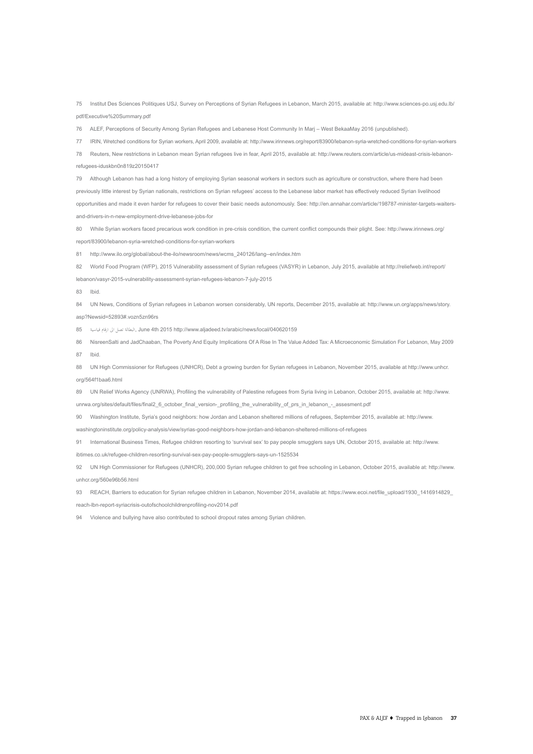75 Institut Des Sciences Politiques USJ, Survey on Perceptions of Syrian Refugees in Lebanon, March 2015, available at: http://www.sciences-po.usj.edu.lb/pdf/Executive%20Summary.pdf

76 ALEF, Perceptions of Security Among Syrian Refugees and Lebanese Host Community In Marj – West BekaaMay 2016 (unpublished).

77 IRIN, Wretched conditions for Syrian workers, April 2009, available at: http://www.irinnews.org/report/83900/lebanon-syria-wretched-conditions-for-syrian-workers

78 Reuters, New restrictions in Lebanon mean Syrian refugees live in fear, April 2015, available at: http://www.reuters.com/article/us-mideast-crisis-lebanon-refugees-iduskbn0n819z20150417

79 Although Lebanon has had a long history of employing Syrian seasonal workers in sectors such as agriculture or construction, where there had been previously little interest by Syrian nationals, restrictions on Syrian refugees' access to the Lebanese labor market has effectively reduced Syrian livelihood opportunities and made it even harder for refugees to cover their basic needs autonomously. See: http://en.annahar.com/article/198787-minister-targets-waiters-and-drivers-in-n-new-employment-drive-lebanese-jobs-for

80 While Syrian workers faced precarious work condition in pre-crisis condition, the current conflict compounds their plight. See: http://www.irinnews.org/report/83900/lebanon-syria-wretched-conditions-for-syrian-workers

81 http://www.ilo.org/global/about-the-ilo/newsroom/news/wcms_240126/lang--en/index.htm

82 World Food Program (WFP), 2015 Vulnerability assessment of Syrian refugees (VASYR) in Lebanon, July 2015, available at http://reliefweb.int/report/lebanon/vasyr-2015-vulnerability-assessment-syrian-refugees-lebanon-7-july-2015

83 Ibid.

84 UN News, Conditions of Syrian refugees in Lebanon worsen considerably, UN reports, December 2015, available at: http://www.un.org/apps/news/story.asp?Newsid=52893#.vozn5zn96rs

85 البطالة تصل الى ارقام قياسية, June 4th 2015 http://www.aljadeed.tv/arabic/news/local/040620159

86 NisreenSalti and JadChaaban, The Poverty And Equity Implications Of A Rise In The Value Added Tax: A Microeconomic Simulation For Lebanon, May 2009

87 Ibid.

88 UN High Commissioner for Refugees (UNHCR), Debt a growing burden for Syrian refugees in Lebanon, November 2015, available at http://www.unhcr.org/564f1baa6.html

89 UN Relief Works Agency (UNRWA), Profiling the vulnerability of Palestine refugees from Syria living in Lebanon, October 2015, available at: http://www.unrwa.org/sites/default/files/final2_6_october_final_version-_profiling_the_vulnerability_of_prs_in_lebanon_-_assesment.pdf

90 Washington Institute, Syria's good neighbors: how Jordan and Lebanon sheltered millions of refugees, September 2015, available at: http://www.washingtoninstitute.org/policy-analysis/view/syrias-good-neighbors-how-jordan-and-lebanon-sheltered-millions-of-refugees

91 International Business Times, Refugee children resorting to 'survival sex' to pay people smugglers says UN, October 2015, available at: http://www.ibtimes.co.uk/refugee-children-resorting-survival-sex-pay-people-smugglers-says-un-1525534

92 UN High Commissioner for Refugees (UNHCR), 200,000 Syrian refugee children to get free schooling in Lebanon, October 2015, available at: http://www.unhcr.org/560e96b56.html

93 REACH, Barriers to education for Syrian refugee children in Lebanon, November 2014, available at: https://www.ecoi.net/file_upload/1930_1416914829_reach-lbn-report-syriacrisis-outofschoolchildrenprofiling-nov2014.pdf

94 Violence and bullying have also contributed to school dropout rates among Syrian children.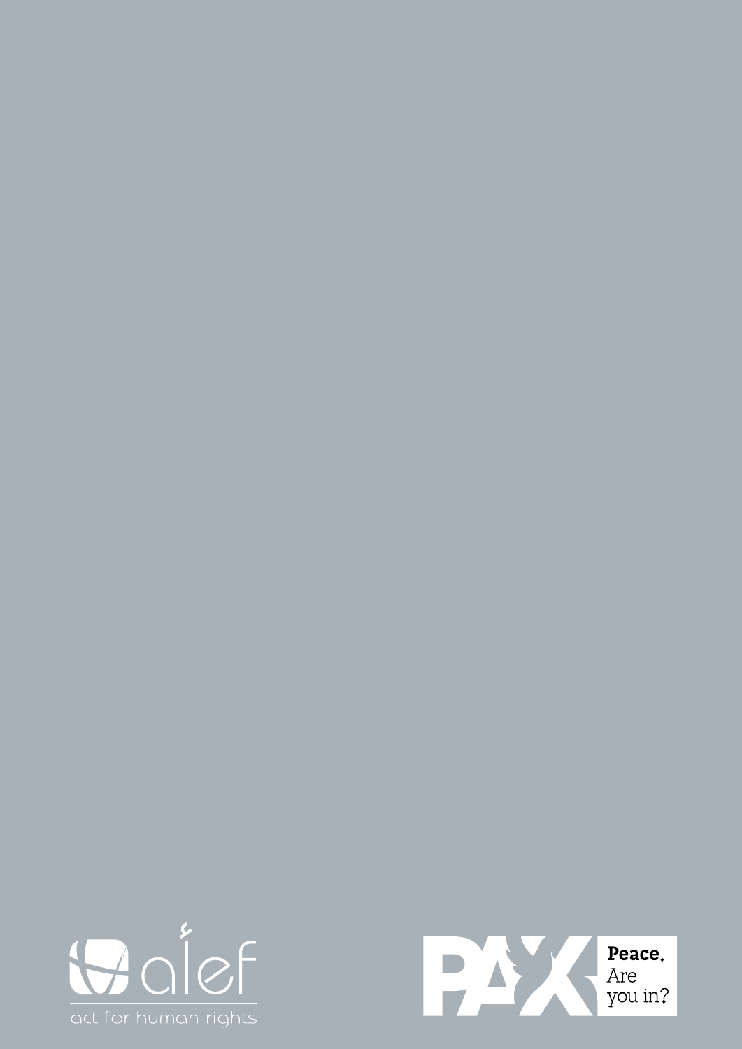alef

act for human rights

PAX

Peace.
Are
you in?